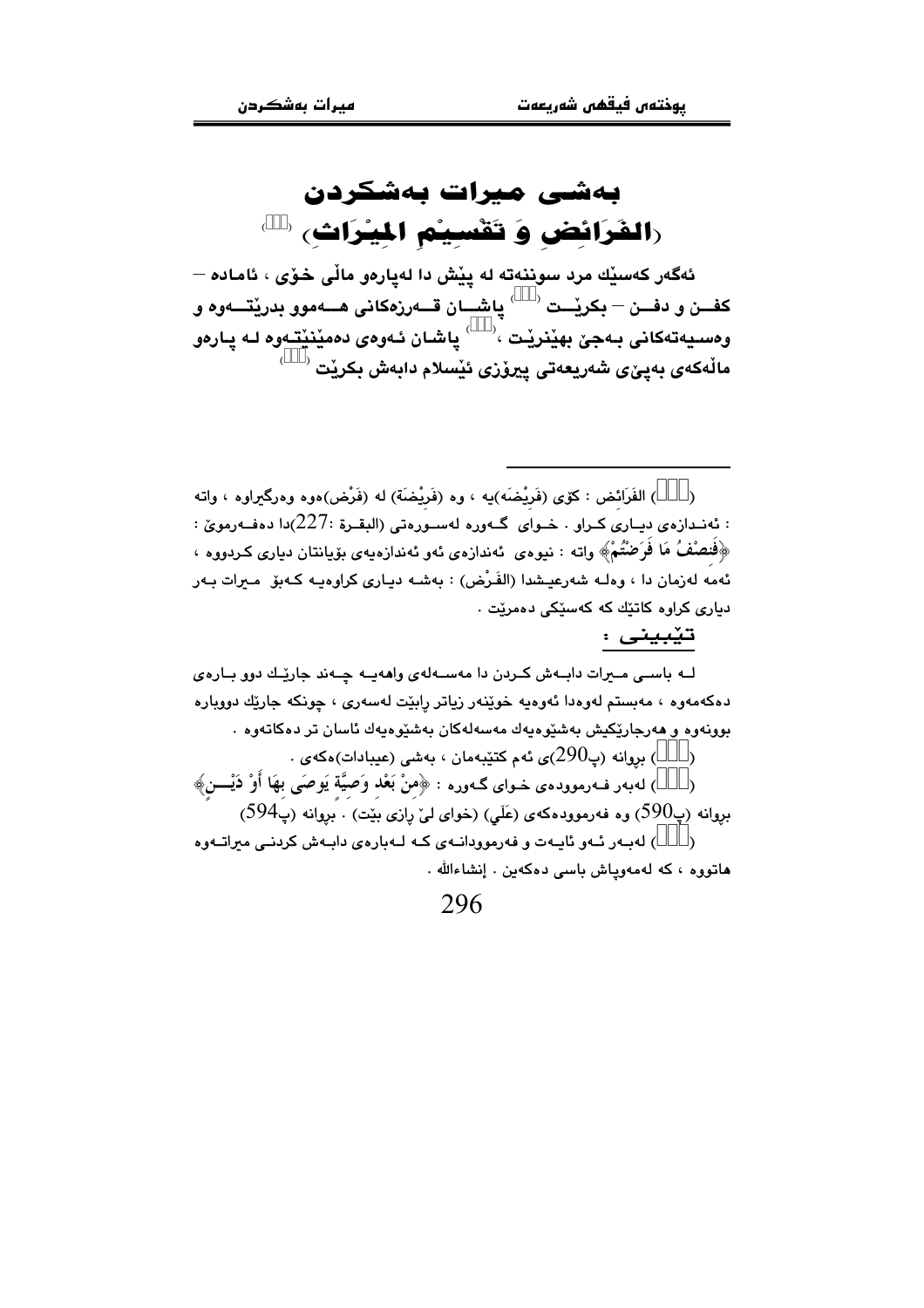# بەشی میرات بەشکردن

## (الفَرَائِضِ وَ تَقْسِيْمِ المِيْرَاثِ) ([١])

ئەگەر كەسێك مرد سوننەتە لە پێش دا لەپارەو ماڵی خۆی ، ئامادە – كفـن و دفـن – بكرێـت ([٢]) پاشـان قـەرزەكانی هـەموو بدرێتـەوە و وەسیەتەكانی بـەجێ بهێنرێت ، ([٣]) پاشان ئەوەی دەمێنێتـەوە لـە پـارەو ماڵەكەی بەپێی شەریعەتی پیرۆزی ئیسلام دابەش بكرێت ([٤])

---

([١]) الفَرَائِض : كۆی (فَرِيْضَه)یە ، وە (فَرِيْضَة) لە (فَرْض)ەوە وەرگیراوە ، واتە : ئەنـدازەی دیـاری كـراو . خـوای گـەورە لەسـورەتی (البقـرة :227)دا دەفـەرموێ : ﴿فَنِصْفُ مَا فَرَضْتُمْ﴾ واتە : نیوەی ئەندازەی ئەو ئەندازەیەی بۆیانتان دیاری كردووە ، ئەمە لەزمان دا ، وەلـە شەرعیـشدا (الفَرْض) : بەشـە دیـاری كراوەیـە كـەبۆ مـیرات بـەر دیاری كراوە كاتێك كە كەسێكی دەمرێت .

**تێبینی :**

لـە باسـی مـیرات دابـەش كـردن دا مەسـەلەی واهەیـە چـەند جارێـك دوو بـارەی دەكەمەوە ، مەبستم لەوەدا ئەوەیە خوێنەر زیاتر رابێت لەسەری ، چونكە جارێك دووبارە بوونەوە و هەرجارێكیش بەشێوەیەك مەسەلەكان بەشێوەیەك ئاسان تر دەكاتەوە .

([٢]) بروانە (پ290)ی ئەم كتێبەمان ، بەشی (عیبادات)ەكەی .

([٣]) لەبەر فـەرموودەی خـوای گـەورە : ﴿مِنْ بَعْدِ وَصِيَّةٍ يَوصَى بِهَا أَوْ دَيْـنٍ﴾ بروانە (پ590) وە فەرموودەكەی (عَلَي) (خوای لێ رازی بێت) . بروانە (پ594)

([٤]) لەبـەر ئـەو ئایـەت و فەرموودانـەی كـە لـەبارەی دابـەش كردنـی میراتـەوە هاتووە ، كە لەمەوپاش باسی دەكەین . إنشاءالله .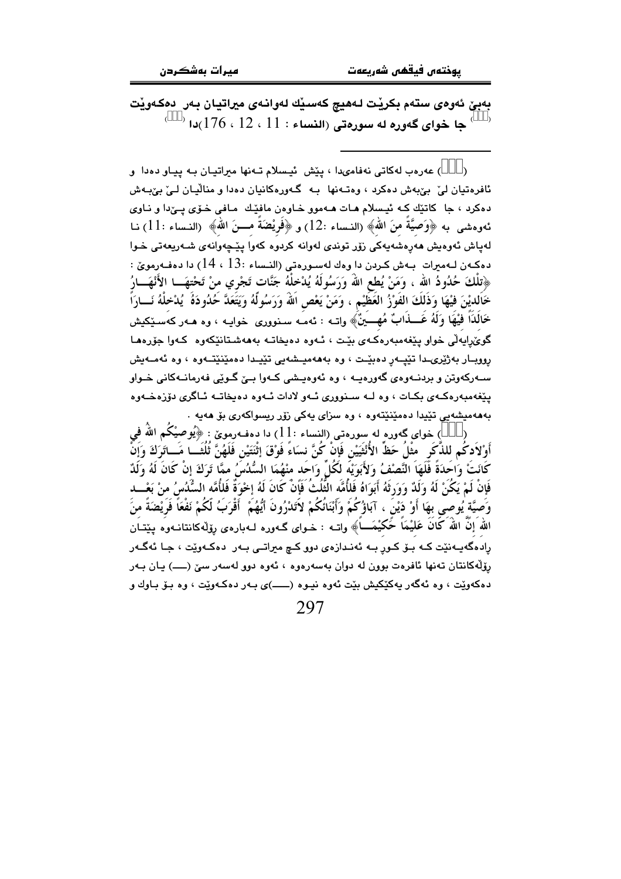بەبێ ئەوەی ستەم بکرێت لەهیچ کەسێك لەوانەی میراتیان بەر دەکەوێت ([]) جا خوای گەورە لە سورەتی (النساء : 11 ، 12 ، 176)دا ([])

---

([]) عەرەب لەکاتی نەفامیدا ، پێش ئیسلام تەنها میراتیان بە پیاو دەدا و ئافرەتیان لێ بێبەش دەکرد ، وەتەنها بە گەورەکانیان دەدا و منداڵیان لێ بێبەش دەکرد ، جا کاتێك کە ئیسلام هات هەموو خاوەن مافێك مافی خۆی پێدا و ناوی ئەوەشی بە ﴿وَصِيَّةً مِنَ اللهِ﴾ (النساء :12) و ﴿فَرِيْضَةً مِـنَ اللهِ﴾ (النساء :11) نا لەپاش ئەوەیش هەڕەشەیەکی زۆر توندی لەوانە کردوە کەوا پێچەوانەی شەریعەتی خوا دەکەن لەمیرات بەش کردن دا وەك لەسورەتی (النساء :13 ، 14) دا دەفەرموێ : ﴿تِلْكَ حُدُودُ الله ، وَمَنْ يُطِع اللهَ وَرَسُولَهُ يُدْخِلْهُ جَنَّات تَجْري مِنْ تَحْتِهَـا الأَنْهَـارُ خَالِديْنَ فِيْهَا وَذَلِكَ الفَوْزُ العَظِيْم ، وَمَنْ يَعْصِ اللهَ وَرَسُولَهُ وَيَتَعَدَّ حُدُودَهُ يُدْخِلْهُ نَـاراً خَالِدَاً فِيْهَا وَلَهُ عَـذَابٌ مُهِـيْنٌ﴾ واتە : ئەمە سنووری خوایە ، وە هەر کەسێکیش گوێڕایەڵی خواو پێغەمبەرەکەی بێت ، ئەوە دەیخاتە بەهەشتانێکەوە کەوا جۆرەها ڕووبار بەژێریدا تێپەڕ دەبێت ، وە بەهەمیشەیی تێیدا دەمێنێتەوە ، وە ئەمەیش سەرکەوتن و بردنەوەی گەورەیە ، وە ئەوەیشی کەوا بێ گوێی فەرمانەکانی خواو پێغەمبەرەکەی بکات ، وە لە سنووری ئەو لادات ئەوە دەیخاتە ئاگری دۆزەخەوە بەهەمیشەیی تێیدا دەمێنێتەوە ، وە سزای یەکی زۆر ریسواکەری بۆ هەیە .

([]) خوای گەورە لە سورەتی (النساء :11) دا دەفەرموێ : ﴿يُوصِيْكُم اللهُ في أَوْلاَدكُم للذَّكَرِ مِثْلُ حَظِّ الأُنْثَيَيْن فَإِنْ كُنَّ نِسَاءً فَوْقَ إِثْنَتَيْن فَلَهُنَّ ثُلُثَـا مَـاتَرَكَ وَإِنْ كَانَتْ وَاحِدَةً فَلَهَا النِّصْفُ وَلأَبَوَيْهِ لِكُلِّ وَاحِد مِنْهُمَا السُّدُسُ مِمَّا تَرَكَ إِنْ كَانَ لَهُ وَلَدٌ فَإِنْ لَمْ يَكُنْ لَهُ وَلَدٌ وَوَرِثَهُ أَبَوَاهُ فَلأُمِّه الثُّلُثُ فَإِنْ كَانَ لَهُ إِخْوَةٌ فَلأُمِّه السُّدُسُ مِنْ بَعْـد وَصِيَّة يُوصِي بِهَا أَوْ دَيْنٍ ، آبَاؤُكُمْ وَأَبْنَائُكُمْ لاَتَدْرُونَ أَيُّهُمْ أَقْرَبُ لَكُمْ نَفْعَاً فَرِيْضَةً مِنَ اللهِ إِنَّ اللهَ كَانَ عَلِيْمَاً حَكِيْمَـاً﴾ واتە : خوای گەورە لەبارەی ڕۆڵەکانتانەوە پێتان ڕادەگەیەنێت کە بۆ کوڕ بە ئەندازەی دوو کچ میراتی بەر دەکەوێت ، جا ئەگەر ڕۆڵەکانتان تەنها ئافرەت بوون لە دوان بەسەرەوە ، ئەوە دوو لەسەر سێ (ـــ) یان بەر دەکەوێت ، وە ئەگەر یەکێکیش بێت ئەوە نیوە (ـــ)ی بەر دەکەوێت ، وە بۆ باوك و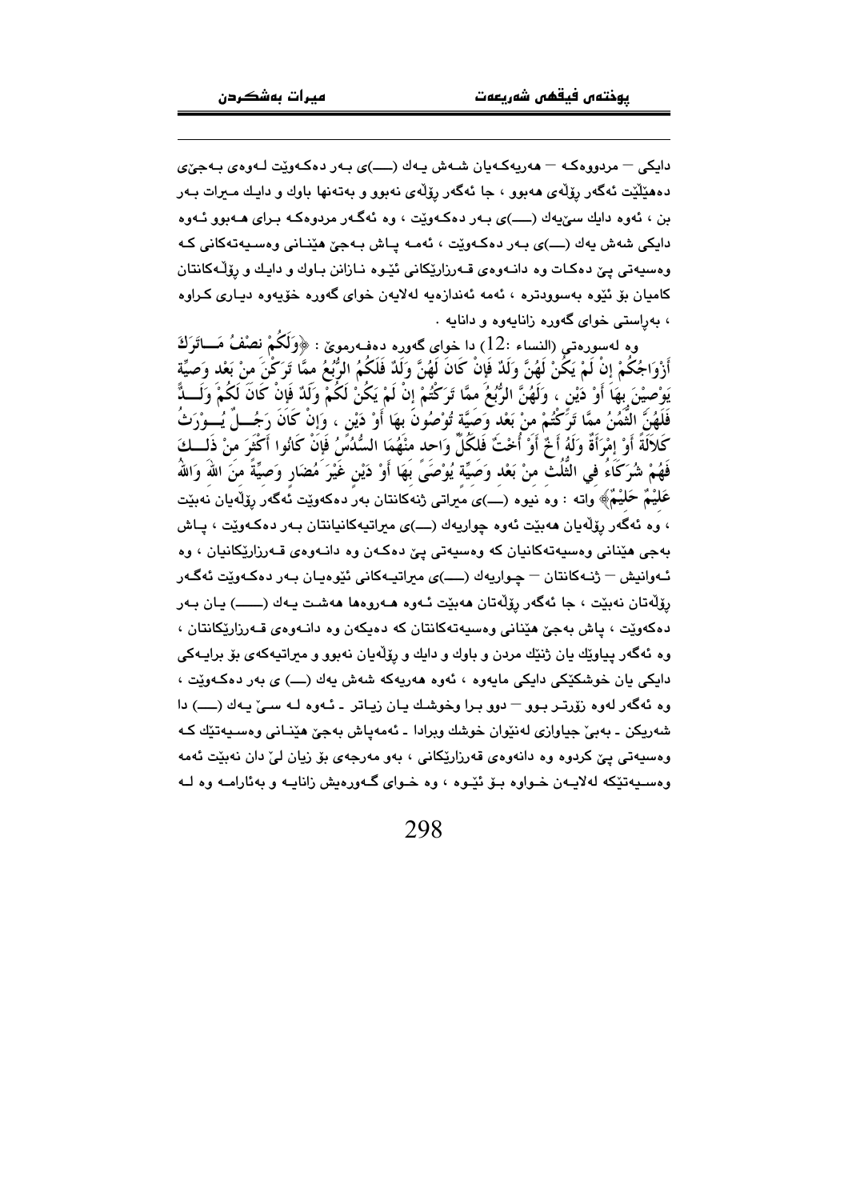دایکی – مردووەکە – هەریەکەیان شەش یەك (ـــ)ی بەر دەکەوێت لەوەی بەجێی دەهێڵێت ئەگەر ڕۆڵەی هەبوو ، جا ئەگەر ڕۆڵەی نەبوو و بەتەنها باوك و دایك میرات بەر بن ، ئەوە دایك سێیەك (ـــ)ی بەر دەکەوێت ، وە ئەگەر مردوەکە برای هەبوو ئەوە دایکی شەش یەك (ـــ)ی بەر دەکەوێت ، ئەمە پاش بەجێ هێنانی وەسیەتەکانی کە وەسیەتی پێ دەکات وە دانەوەی قەرزارێکانی ئێوە نازانن باوك و دایك و ڕۆڵەکانتان کامیان بۆ ئێوە بەسوودترە ، ئەمە ئەندازەیە لەلایەن خوای گەورە خۆیەوە دیاری کراوە ، بەڕاستی خوای گەورە زانایەوە و دانایە .

وە لەسورەتی (النساء :12) دا خوای گەورە دەفەرموێ : ﴿وَلَكُمْ نِصْفُ مَا تَرَكَ أَزْوَاجُكُمْ إِنْ لَمْ يَكُنْ لَهُنَّ وَلَدٌ فَإِنْ كَانَ لَهُنَّ وَلَدٌ فَلَكُمُ الرُّبُعُ مِمَّا تَرَكْنَ مِنْ بَعْدِ وَصِيَّةٍ يُوصِينَ بِهَا أَوْ دَيْنٍ ، وَلَهُنَّ الرُّبُعُ مِمَّا تَرَكْتُمْ إِنْ لَمْ يَكُنْ لَكُمْ وَلَدٌ فَإِنْ كَانَ لَكُمْ وَلَدٌ فَلَهُنَّ الثُّمُنُ مِمَّا تَرَكْتُمْ مِنْ بَعْدِ وَصِيَّةٍ تُوصُونَ بِهَا أَوْ دَيْنٍ ، وَإِنْ كَانَ رَجُلٌ يُورَثُ كَلَالَةً أَوِ امْرَأَةٌ وَلَهُ أَخٌ أَوْ أُخْتٌ فَلِكُلِّ وَاحِدٍ مِنْهُمَا السُّدُسُ فَإِنْ كَانُوا أَكْثَرَ مِنْ ذَلِكَ فَهُمْ شُرَكَاءُ فِي الثُّلُثِ مِنْ بَعْدِ وَصِيَّةٍ يُوصَى بِهَا أَوْ دَيْنٍ غَيْرَ مُضَارٍّ وَصِيَّةً مِنَ اللَّهِ وَاللَّهُ عَلِيمٌ حَلِيمٌ﴾ واتە : وە نیوە (ـــ)ی میراتی ژنەکانتان بەر دەکەوێت ئەگەر ڕۆڵەیان نەبێت ، وە ئەگەر ڕۆڵەیان هەبێت ئەوە چواریەك (ـــ)ی میراتیەکانیانتان بەر دەکەوێت ، پاش بەجێ هێنانی وەسیەتەکانیان کە وەسیەتی پێ دەکەن وە دانەوەی قەرزارێکانیان ، وە ئەوانیش – ژنەکانتان – چواریەك (ـــ)ی میراتیەکانی ئێوەیان بەر دەکەوێت ئەگەر ڕۆڵەتان نەبێت ، جا ئەگەر ڕۆڵەتان هەبێت ئەوە هەروەها هەشت یەك (ـــ) یان بەر دەکەوێت ، پاش بەجێ هێنانی وەسیەتەکانتان کە دەیکەن وە دانەوەی قەرزارێکانتان ، وە ئەگەر پیاوێك یان ژنێك مردن و باوك و دایك و ڕۆڵەیان نەبوو و میراتیەکەی بۆ برایەکی دایکی یان خوشکێکی دایکی مایەوە ، ئەوە هەریەکە شەش یەك (ـــ) ی بەر دەکەوێت ، وە ئەگەر لەوە زۆرتر بوو – دوو برا وخوشك یان زیاتر ـ ئەوە لە سێ یەك (ـــ) دا شەریکن ـ بەبێ جیاوازی لەنێوان خوشك وبرادا ـ ئەمەپاش بەجێ هێنانی وەسیەتێك کە وەسیەتی پێ کردوە وە دانەوەی قەرزارێکانی ، بەو مەرجەی بۆ زیان لێ دان نەبێت ئەمە وەسیەتێکە لەلایەن خواوە بۆ ئێوە ، وە خوای گەورەیش زانایە و بەئارامە وە لە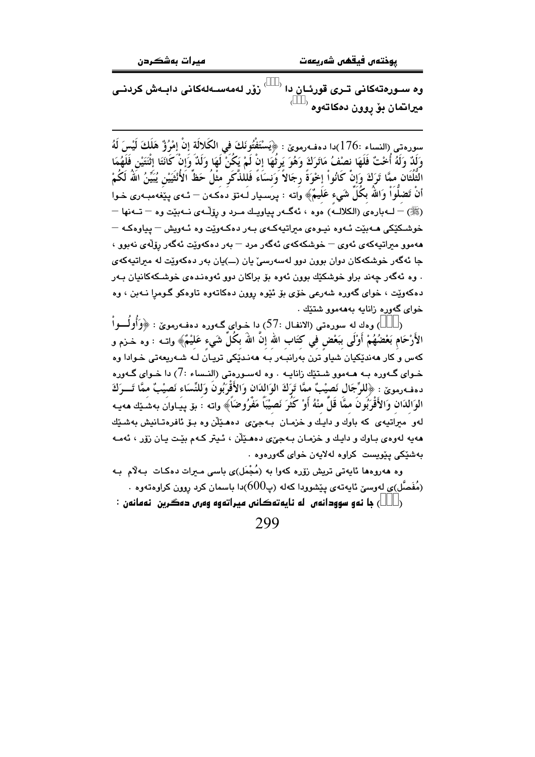وه سـورەتەكانی تـری قورئـان دا ([]) زۆر لەمەسـەلەكانی دابـەش كردنـی میراتمان بۆ روون دەكاتەوه ([])

---

سورەتی (النساء :176)دا دەفـەرمویٚ : ﴿يَسْتَفْتُونَكَ فِي الْكَلاَلَةِ إِنْ امْرُؤٌ هَلَكَ لَيْسَ لَهُ وَلَدٌ وَلَهُ أُخْتٌ فَلَهَا نِصْفُ مَاتَرَكَ وَهُوَ يَرِثُهَا إِنْ لَمْ يَكُنْ لَهَا وَلَدٌ وَإِنْ كَانَتَا اثْنَتَيْنِ فَلَهُمَا الثُّلُثَانِ مِمَّا تَرَكَ وَإِنْ كَانُواْ إِخْوَةً رِجَالاً وَنِسَاءً فَلِلذَّكَرِ مِثْلُ حَظِّ الأُنْثَيَيْنِ يُبَيِّنُ اللهُ لَكُمْ أَنْ تَضِلُّواْ وَاللهُ بِكُلِّ شَيءٍ عَلِيمٌ﴾ واتە : پرسـيار لـەتۆ دەكـەن – ئـەی پێغەمبـەری خـوا (ﷺ) – لـەبارەی (الكلالـە) ەوە ، ئەگـەر پیاویـك مـرد و ڕۆڵـەی نـەبێت وە – تـەنها – خوشـكێكی هـەبێت ئـەوە نیـوەی میراتیەكـەی بـەر دەكـەوێت وە ئـەویش – پیاوەكـە – هەموو میراتیەكەی ئەوی – خوشكەكەی ئەگەر مرد – بەر دەكەوێت ئەگەر ڕۆڵەی نەبوو ، جا ئەگەر خوشكەكان دوان بوون دوو لەسەرسیٚ یان (—)یان بەر دەكەوێت لە میراتیەكەی . وە ئەگەر چەند براو خوشكێك بوون ئەوە بۆ براكان دوو ئەوەنـدەی خوشـكەكانیان بـەر دەكەوێت ، خوای گەورە شەرعی خۆی بۆ ئێوە ڕوون دەكاتەوە تاوەكو گـومڕا نـەبن ، وە خوای گەورە زانایە بەهەموو شتێك .

([]) وەك لە سورەتی (الانفال :57) دا خـوای گـەورە دەفـەرمویٚ : ﴿وَأُولُواْ الأَرْحَامِ بَعْضُهُمْ أَوْلَى بِبَعْضٍ فِي كِتَابِ اللهِ إِنَّ اللهَ بِكُلِّ شَيءٍ عَلِيمٌ﴾ واتـە : وە خـزم و كەس و كار هەندێكیان شیاو ترن بەرانبـەر بـە هەنـدێكی تریـان لـە شـەریعەتی خـوادا وە خـوای گـەورە بـە هـەموو شـتێك زانایـە . وە لەسـورەتی (النـساء :7) دا خـوای گـەورە دەفـەرمویٚ : ﴿لِلرِّجَالِ نَصِيبٌ مِمَّا تَرَكَ الْوَالِدَانِ وَالأَقْرَبُونَ وَلِلنِّسَاءِ نَصِيبٌ مِمَّا تَـرَكَ الْوَالِدَانِ وَالأَقْرَبُونَ مِمَّا قَلَّ مِنْهُ أَوْ كَثُرَ نَصِيبًا مَفْرُوضًا﴾ واتە : بۆ پیـاوان بەشـێك هەیـە لەو میراتیەی كە باوك و دایك و خزمـان بـەجێی دەهـێڵن وە بـۆ ئافرەتـانیش بەشـێك هەیە لەوەی بـاوك و دایك و خزمـان بـەجێی دەهـێڵن ، ئـیتر كـەم بێـت یـان زۆر ، ئەمـە بەشێكی پێویست كراوە لەلایەن خوای گەورەوە .

وە هەروەها ئایەتی تریش زۆرە كەوا بە (مُجْمَل)ی باسی مـیرات دەكـات بـەڵام بـە (مُفَصَّل)ی لەوسیٚ ئایەتەی پێشوودا كەلە (پ600)دا باسمان كرد ڕوون كراوەتەوە .

([]) **جا ئەو سوودانەی لە ئایەتەكانی میراتەوە وەری دەگـرین ئەمانەن :**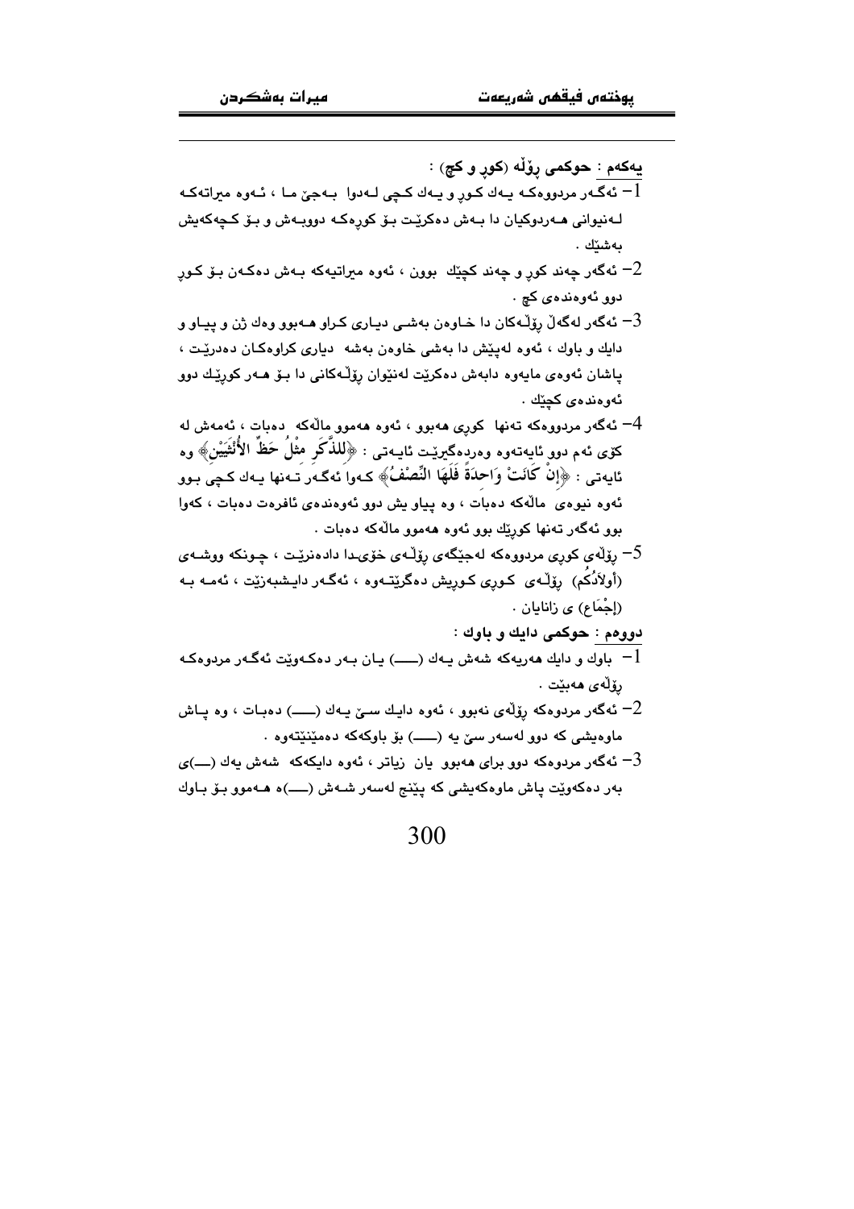**یەکەم** : **حوکمی ڕۆڵە (کوڕ و کچ)** :

1- ئەگەر مردووەکە یەك کوڕ و یەك کچی لەدوا بەجێ ما ، ئەوە میراتەکە لەنیوانی هەردوکیان دا بەش دەکرێت بۆ کوڕەکە دووبەش و بۆ کچەکەیش بەشێك .

2- ئەگەر چەند کوڕ و چەند کچێك بوون ، ئەوە میراتیەکە بەش دەکەن بۆ کوڕ دوو ئەوەندەی کچ .

3- ئەگەر لەگەڵ ڕۆڵەکان دا خاوەن بەشی دیاری کراو هەبوو وەك ژن و پیاو و دایك و باوك ، ئەوە لەپێش دا بەشی خاوەن بەشە دیاری کراوەکان دەدرێت ، پاشان ئەوەی مایەوە دابەش دەکرێت لەنێوان ڕۆڵەکانی دا بۆ هەر کوڕێك دوو ئەوەندەی کچێك .

4- ئەگەر مردووەکە تەنها کوڕی هەبوو ، ئەوە هەموو ماڵەکە دەبات ، ئەمەش لە کۆی ئەم دوو ئایەتەوە وەردەگیرێت ئایەتی : ﴿لِلذَّكَرِ مِثْلُ حَظِّ الأُنْثَيَيْنِ﴾ وە ئایەتی : ﴿إِنْ كَانَتْ وَاحِدَةً فَلَهَا النِّصْفُ﴾ کەوا ئەگەر تەنها یەك کچی بوو ئەوە نیوەی ماڵەکە دەبات ، وە پیاو یش دوو ئەوەندەی ئافرەت دەبات ، کەوا بوو ئەگەر تەنها کوڕێك بوو ئەوە هەموو ماڵەکە دەبات .

5- ڕۆڵەی کوڕی مردووەکە لەجێگەی ڕۆڵەی خۆیدا دادەنرێت ، چونکە ووشەی (أولاَدُكُم) ڕۆڵەی کوڕی کوڕیش دەگرێتەوە ، ئەگەر دایشبەزێت ، ئەمە بە (إجْمَاع) ی زانایان .

**دووەم** : **حوکمی دایك و باوك** :

1- باوك و دایك هەریەکە شەش یەك (ــــ) یان بەر دەکەوێت ئەگەر مردوەکە ڕۆڵەی هەبێت .

2- ئەگەر مردوەکە ڕۆڵەی نەبوو ، ئەوە دایك سێ یەك (ــــ) دەبات ، وە پاش ماوەیشی کە دوو لەسەر سێ یە (ــــ) بۆ باوکەکە دەمێنێتەوە .

3- ئەگەر مردوەکە دوو برای هەبوو یان زیاتر ، ئەوە دایکەکە شەش یەك (ــــ)ی بەر دەکەوێت پاش ماوەکەیشی کە پێنج لەسەر شەش (ــــ)ە هەموو بۆ باوك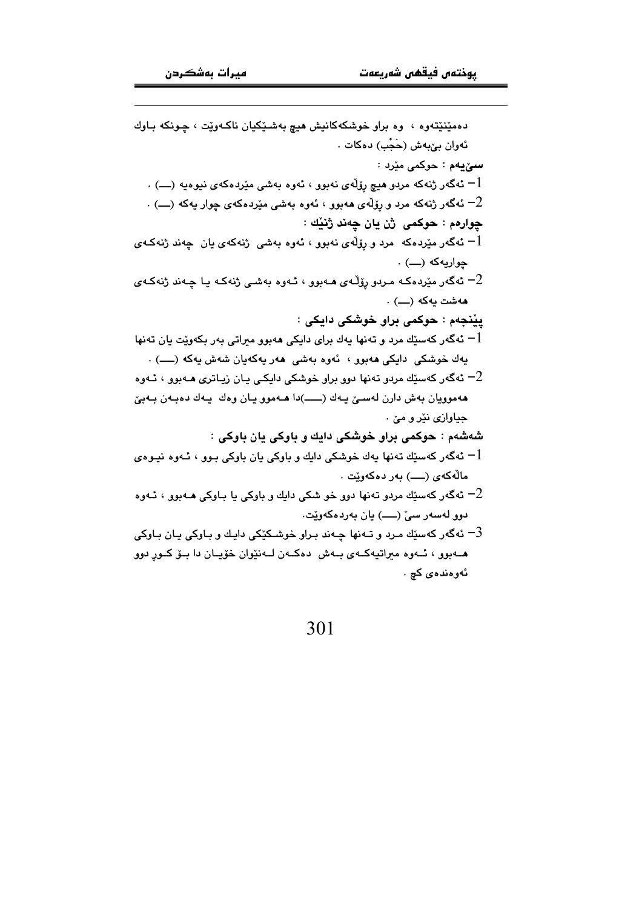دەمێنێتەوە ، وە براو خوشکەکانیش هیچ بەشێکیان ناکەوێت ، چونکە باوك ئەوان بێبەش (حَجْب) دەکات .

**سێیەم** : حوکمی مێرد :

1– ئەگەر ژنەکە مردو هیچ رۆڵەی نەبوو ، ئەوە بەشی مێردەکەی نیوەیە (—) .

2– ئەگەر ژنەکە مرد و رۆڵەی هەبوو ، ئەوە بەشی مێردەکەی چوار یەکە (—) .

**چوارەم : حوکمی ژن یان چەند ژنێك :**

1– ئەگەر مێردەکە مرد و رۆڵەی نەبوو ، ئەوە بەشی ژنەکەی یان چەند ژنەکەی چواریەکە (—) .

2– ئەگەر مێردەکە مردو رۆڵەی هەبوو ، ئەوە بەشی ژنەکە یا چەند ژنەکەی هەشت یەکە (—) .

**پێنجەم : حوکمی براو خوشکی دایکی :**

1– ئەگەر کەسێك مرد و تەنها یەك برای دایکی هەبوو میراتی بەر بکەوێت یان تەنها یەك خوشکی دایکی هەبوو ، ئەوە بەشی هەر یەکەیان شەش یەکە (——) .

2– ئەگەر کەسێك مردو تەنها دوو براو خوشکی دایکی یان زیاتری هەبوو ، ئەوە هەموویان بەش دارن لەسێ یەك (——)دا هەموو یان وەك یەك دەبەن بەبێ جیاوازی نێر و مێ .

**شەشەم : حوکمی براو خوشکی دایك و باوکی یان باوکی :**

1– ئەگەر کەسێك تەنها یەك خوشکی دایك و باوکی یان باوکی بوو ، ئەوە نیوەی ماڵەکەی (——) بەر دەکەوێت .

2– ئەگەر کەسێك مردو تەنها دوو خو شکی دایك و باوکی یا باوکی هەبوو ، ئەوە دوو لەسەر سێ (——) یان بەردەکەوێت.

3– ئەگەر کەسێك مرد و تەنها چەند براو خوشکێکی دایك و باوکی یان باوکی هەبوو ، ئەوە میراتیەکەی بەش دەکەن لەنێوان خۆیان دا بۆ کوڕ دوو ئەوەندەی کچ .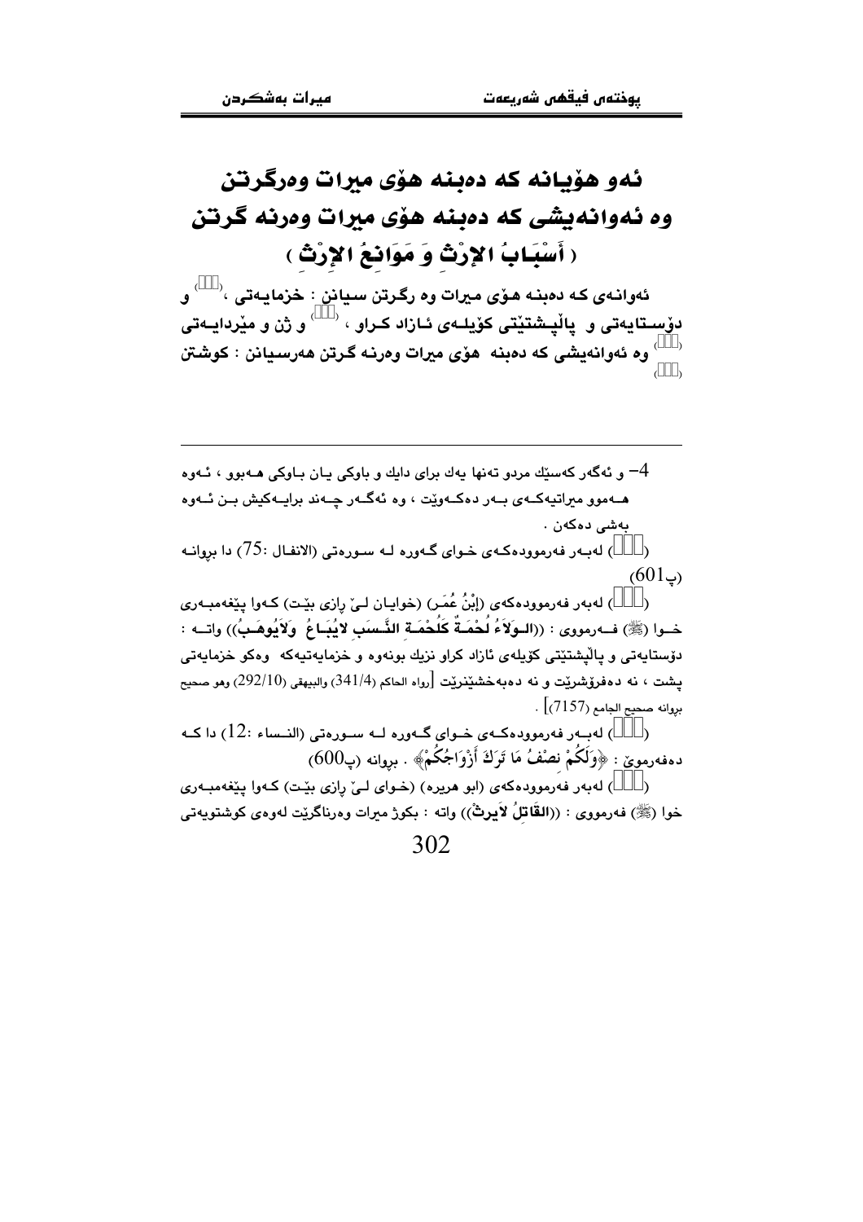# ئەو هۆیانە کە دەبنە هۆی میرات وەرگرتن وە ئەوانەیشی کە دەبنە هۆی میرات وەرنە گرتن ( أَسْبَابُ الإِرْثِ وَ مَوَانِعُ الإِرْثِ )

ئەوانەی کە دەبنە هۆی میرات وە رگرتن سیانن : خزمایەتی ، (□) و دۆستایەتی و پاڵپشتێتی کۆیلەی ئازاد کراو ، (□) و ژن و مێردایەتی (□) وە ئەوانەیشی کە دەبنە هۆی میرات وەرنە گرتن هەرسیانن : کوشتن (□)

---

4- و ئەگەر کەسێك مردو تەنها یەك برای دایك و باوکی یان باوکی هەبوو ، ئەوە هەموو میراتیەکەی بەر دەکەوێت ، وە ئەگەر چەند برایەکیش بن ئەوە بەشی دەکەن .

(□) لەبەر فەرموودەکەی خوای گەورە لە سورەتی (الانفال :75) دا بڕوانە (پ601)

(□) لەبەر فەرموودەکەی (إِبْنُ عُمَر) (خوایان لێ ڕازی بێت) کەوا پێغەمبەری خوا (ﷺ) فەرمووی : ((الـوَلاَءُ لُحْمَـةٌ كَلُحْمَـةِ النَّـسَبِ لايُبَـاعُ وَلاَيُوهَـبُ)) واتە : دۆستایەتی و پاڵپشتێتی کۆیلەی ئازاد کراو نزیك بونەوە و خزمایەتیەکە وەکو خزمایەتی پشت ، نە دەفرۆشرێت و نە دەبەخشێنرێت [رواه الحاكم (341/4) والبيهقي (292/10) وهو صحيح بڕوانە صحيح الجامع (7157)] .

(□) لەبەر فەرموودەکەی خوای گەورە لە سورەتی (النساء :12) دا کە دەفەرموێ : ﴿وَلَكُمْ نِصْفُ مَا تَرَكَ أَزْوَاجُكُمْ﴾ . بڕوانە (پ600)

(□) لەبەر فەرموودەکەی (ابو هريره) (خوای لێ ڕازی بێت) کەوا پێغەمبەری خوا (ﷺ) فەرمووی : ((القَاتِلُ لاَيرِثْ)) واتە : بکوژ میرات وەرناگرێت لەوەی کوشتویەتی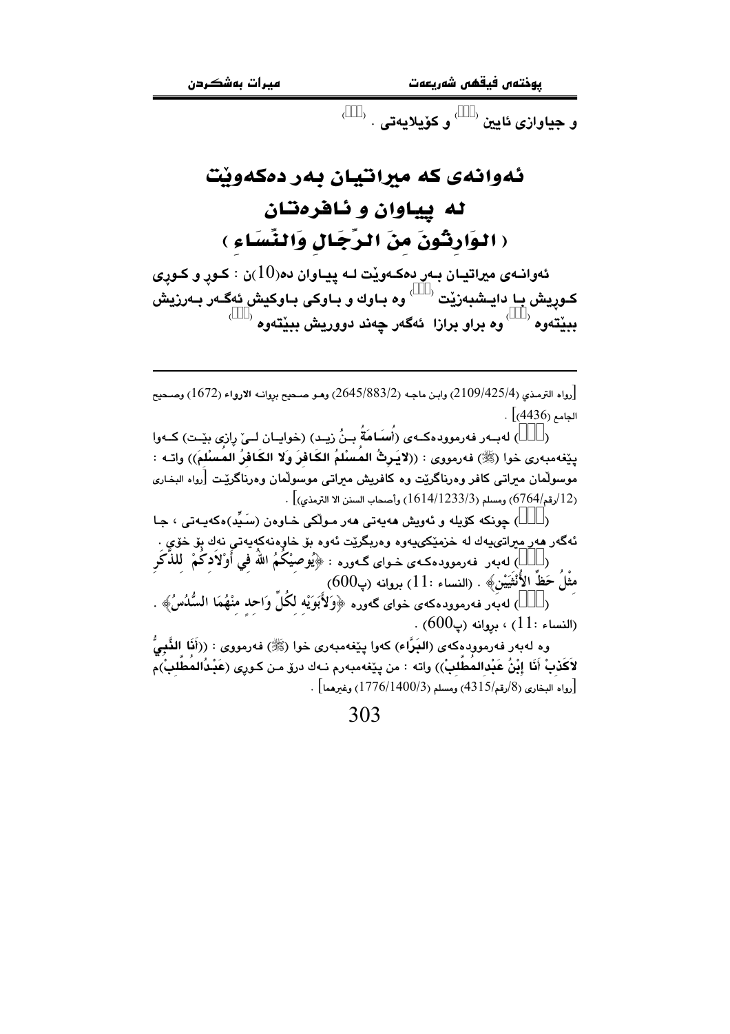و جیاوازی ئایین (  ) و كۆیلایەتی . (  )

# ئەوانەی كە میراتیان بەر دەكەوێت لە پیاوان و ئافرەتان ( الوَارِثُونَ مِنَ الرِّجَالِ وَالنِّسَاءِ )

ئەوانەی میراتیان بەر دەكەوێت لە پیاوان دە(10)ن : كوڕ و كوڕی كوڕیش با دابەزێت (  ) وە باوك و باوكی باوكیش ئەگەر بەرزیش ببێتەوە (  ) وە براو برازا ئەگەر چەند دووریش ببێتەوە (  )

---

[رواه الترمذي (2109/425/4) وابن ماجه (2645/883/2) وهو صحيح بروانە الارواء (1672) وصحيح الجامع (4436)] .

(  ) لەبەر فەرموودەكەی (أُسَامَةُ بنُ زيد) (خوایان لێ رازی بێت) كەوا پێغەمبەری خوا (ﷺ) فەرمووی : ((لايَرِثُ المُسْلِمُ الكَافِرَ وَلا الكَافِرُ المُسْلِمَ)) واتە : موسوڵمان میراتی كافر وەرناگرێت وە كافریش میراتی موسوڵمان وەرناگرێت [رواه البخاري (12/رقم/6764) ومسلم (1614/1233/3) وأصحاب السنن الا الترمذي)] .

(  ) چونكە كۆیلە و ئەویش هەیەتی هەر مولكی خاوەن (سَيِّد)ەكەیەتی ، جا ئەگەر هەر میراتییەك لە خزمێكییەوە وەربگرێت ئەوە بۆ خاوەنەكەیەتی نەك بۆ خۆی .

(  ) لەبەر فەرموودەكەی خوای گەورە : ﴿يُوصِيكُمُ اللهُ فِي أَوْلَادِكُمْ لِلذَّكَرِ مِثْلُ حَظِّ الأُنْثَيَيْنِ﴾ . (النساء :11) بروانە (پ600)

(  ) لەبەر فەرموودەكەی خوای گەورە ﴿وَلأَبَوَيْهِ لِكُلِّ وَاحِدٍ مِنْهُمَا السُّدُسُ﴾ . (النساء :11) ، بروانە (پ600) .

وە لەبەر فەرموودەكەی (البَرَاء) كەوا پێغەمبەری خوا (ﷺ) فەرمووی : ((أَنَا النَّبِيُّ لاَكَذِبْ أَنَا إبْنُ عَبْدِالمُطَّلِبْ)) واتە : من پێغەمبەرم نەك درۆ من كوڕی (عَبْدُالمُطَّلِبْ)م [رواه البخاري (8/رقم/4315) ومسلم (1776/1400/3) وغيرهما] .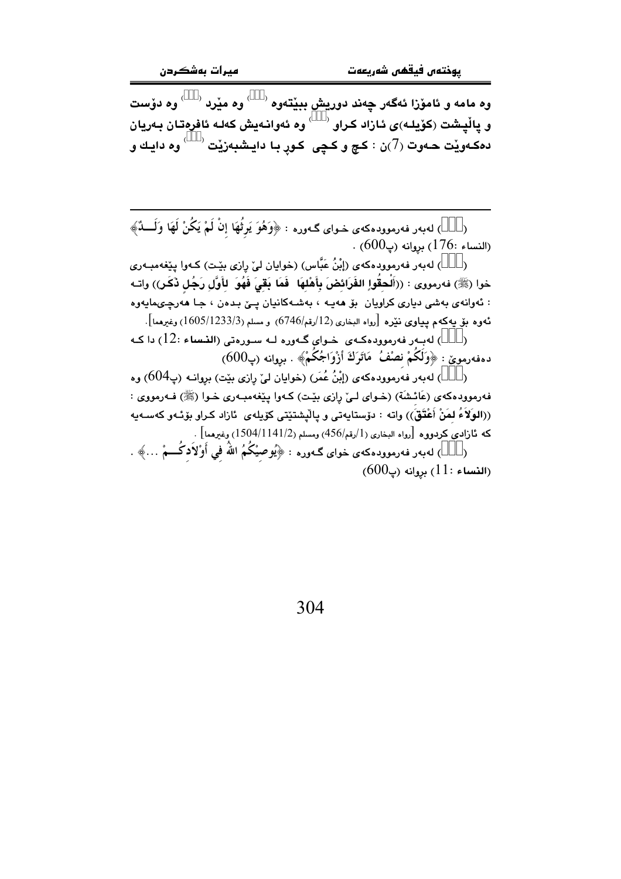وە مامە و ئامۆزا ئەگەر چەند دوریش ببێتەوە () وە مێرد () وە دۆست و پاڵپشت (کۆیلـە)ی ئـازاد کـراو () وە ئەوانـەیش کەلـە ئافرەتـان بـەریان دەکـەوێت حـەوت (7)ن : کچ و کـچی کـوڕ بـا دایـشبەزێت () وە دایـك و

---

() لەبەر فەرموودەکەی خـوای گـەورە : ﴿وَهُوَ يَرِثُهَا إِنْ لَمْ يَكُنْ لَهَا وَلَــدٌ﴾ (النساء :176) بڕوانە (پ600) .

() لەبەر فەرموودەکەی (إِبْنُ عَبَّاس) (خوایان لیّ ڕازی بێت) کـەوا پێغەمبـەری خوا (ﷺ) فەرمووی : ((أَلْحِقُوا الفَرَائِضَ بِأَهْلِهَا فَمَا بَقِيَ فَهُوَ لِأَوَّلِ رَجُلٍ ذَكَرٍ)) واتـە : ئەوانەی بەشی دیاری کراویان بۆ هەیـە ، بەشـەکانیان پـێ بـدەن ، جـا هەرچـیمایەوە ئەوە بۆ یەکەم پیاوی نێرە [رواه البخاري (12/رقم/6746) و مسلم (1605/1233/3) وغيرهما].

() لەبـەر فەرموودەکـەی خـوای گـەورە لـە سـورەتی (النساء :12) دا کـە دەفەرموێ : ﴿وَلَكُمْ نِصْفُ مَاتَرَكَ أَزْوَاجُكُمْ﴾ . بڕوانە (پ600)

() لەبەر فەرموودەکەی (إِبْنُ عُمَر) (خوایان لیّ ڕازی بێت) بڕوانـە (پ604) وە فەرموودەکەی (عَائِشَة) (خـوای لـیّ ڕازی بێـت) کـەوا پێغەمبـەری خـوا (ﷺ) فـەرمووی : ((الوَلَاءُ لِمَنْ أَعْتَقَ)) واتە : دۆستایەتی و پاڵپشتێتی کۆیلەی ئازاد کـراو بۆئـەو کەسـەیە کە ئازادی کردووە [رواه البخاري (1/رقم/456) ومسلم (1504/1141/2) وغيرهما] .

() لەبەر فەرموودەکەی خوای گـەورە : ﴿يُوصِيكُمُ اللهُ فِي أَوْلَادِكُــمْ ...﴾ . (النساء :11) بڕوانە (پ600)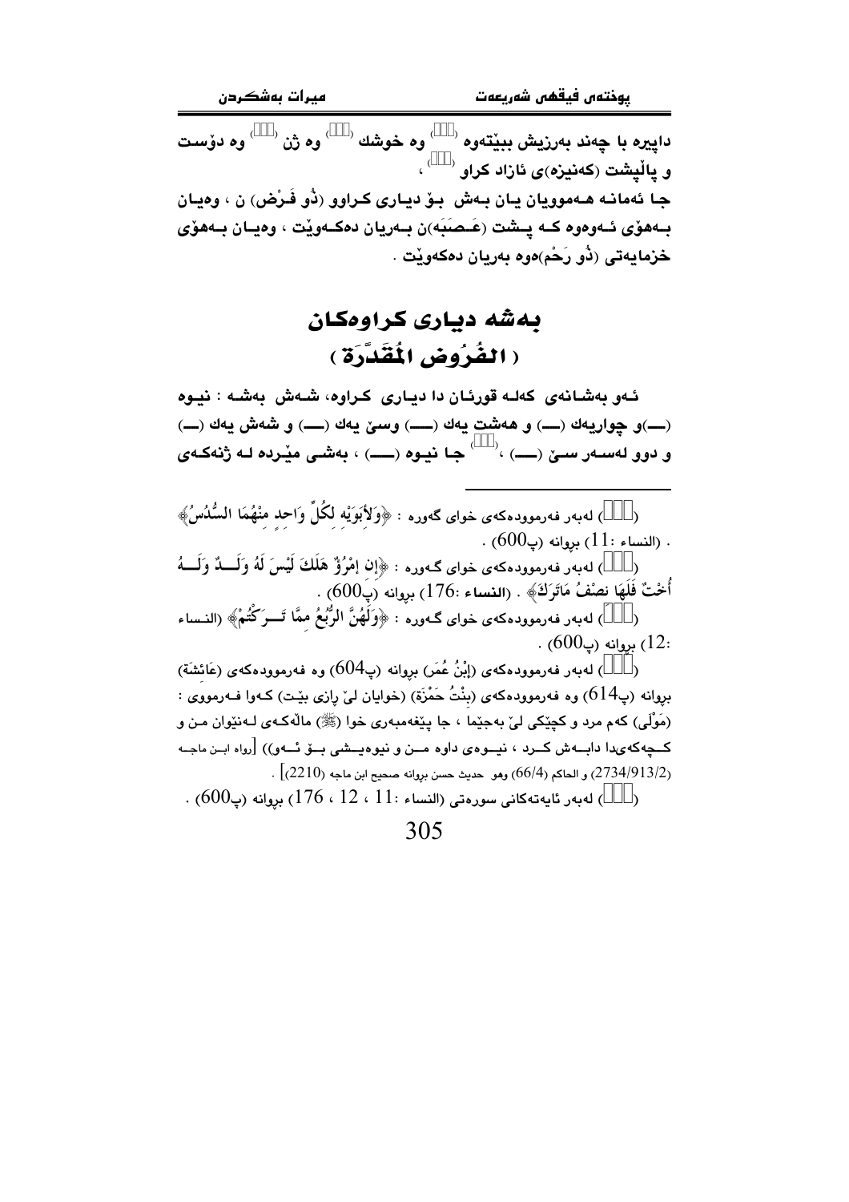داپیره یا چەند بەرزیش ببێتەوە ([]) وە خوشك ([]) وە ژن ([]) وە دۆست و پاڵپشت (کەنیزە)ی ئازاد کراو ([]) ،

جا ئەمانە هەموویان یان بەش بۆ دیاری کراوو (ذُو فَرْض) ن ، وەیان بەهۆی ئەوەوە کە پشت (عَصَبَه)ن بەریان دەکەوێت ، وەیان بەهۆی خزمایەتی (ذُو رَحْم)ەوە بەریان دەکەوێت .

# بەشە دیاری کراوەکان
# ( الفُرُوض المُقَدَّرَة )

ئەو بەشانەی کەلە قورئان دا دیاری کراوە، شەش بەشە : نیوە (—)و چواریەك (—) و هەشت یەك (—) وسێ یەك (—) و شەش یەك (—) و دوو لەسەر سێ (—) ،([]) جا نیوە (—) ، بەشی مێردە لە ژنەکەی

---

([]) لەبەر فەرموودەکەی خوای گەورە : ﴿وَلأَبَوَيْهِ لِكُلِّ وَاحِدٍ مِنْهُمَا السُّدُسُ﴾ . (النساء :11) بڕوانە (پ600) .

([]) لەبەر فەرموودەکەی خوای گەورە : ﴿إِن امْرُؤٌ هَلَكَ لَيْسَ لَهُ وَلَدٌ وَلَهُ أُخْتٌ فَلَهَا نِصْفُ مَاتَرَكَ﴾ . (النساء :176) بڕوانە (پ600) .

([]) لەبەر فەرموودەکەی خوای گەورە : ﴿وَلَهُنَّ الرُّبُعُ مِمَّا تَرَكْتُمْ﴾ (النساء :12) بڕوانە (پ600) .

([]) لەبەر فەرموودەکەی (إِبْنُ عُمَر) بڕوانە (پ604) وە فەرموودەکەی (عَائِشَة) بڕوانە (پ614) وە فەرموودەکەی (بِنْتُ حَمْزَة) (خوایان لێ ڕازی بێت) کەوا فەرمووی : (مَوْلَى) کەم مرد و کچێکی لێ بەجێما ، جا پێغەمبەری خوا (ﷺ) ماڵەکەی لەنێوان من و کچەکەی‌دا دابەش کرد ، نیوەی داوە من و نیوەیشی بۆ ئەو)) [رواه ابن ماجه (2734/913/2) و الحاكم (66/4) وهو حديث حسن بڕوانە صحيح ابن ماجه (2210)] .

([]) لەبەر ئایەتەکانی سورەتی (النساء :11 ، 12 ، 176) بڕوانە (پ600) .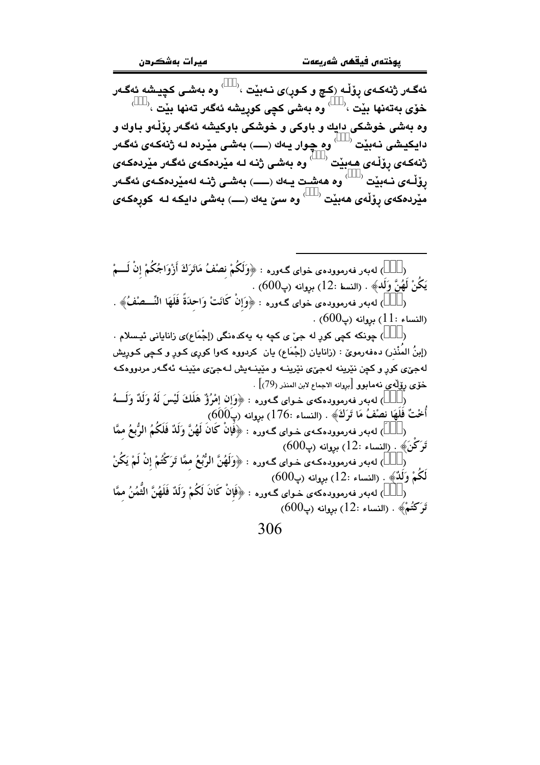ئەگەر ژنەكەی ڕۆڵـە (كـچ و كـوڕ)ی نـەبێت ،(   ) وە بەشـی كچیـشە ئەگـەر خۆی بەتەنها بێت ،(   ) وە بەشی كچی كوڕیشە ئەگەر تەنها بێت ،(   ) وە بەشی خوشكی دایك و باوكی و خوشكی باوكیشە ئەگەر ڕۆڵەو باوك و دایكیشی نـەبێت (   ) وە چوار یـەك (ـــ) بەشـی مێردە لـە ژنەكـەی ئەگـەر ژنەكـەی ڕۆڵـەی هـەبێت (   ) وە بەشـی ژنـە لـە مێردەكـەی ئەگـەر مێردەكـەی ڕۆڵـەی نـەبێت (   ) وە هەشـت یـەك (ـــ) بەشـی ژنـە لەمێردەكـەی ئەگـەر مێردەكەی ڕۆڵەی هەبێت (   ) وە سێ یەك (ـــ) بەشی دایكە لـە كوڕەكـەی

---

(   ) لەبەر فەرموودەی خوای گـەورە : ﴿وَلَكُمْ نِصْفُ مَاتَرَكَ أَزْوَاجُكُمْ إِنْ لَـمْ يَكُنْ لَهُنَّ وَلَد﴾ . (النسا :12) بڕوانە (پ600) .

(   ) لەبەر فەرموودەی خوای گـەورە : ﴿وَإِنْ كَانَتْ وَاحِدَةً فَلَهَا النِّـصْفُ﴾ . (النساء :11) بڕوانە (پ600) .

(   ) چونكە كچی كوڕ لە جێ ی كچە بە یەكدەنگی (إجْمَاع)ی زانایانی ئیسلام . (إبنُ المُنْذر) دەفەرموێ : (زانایان (إجْمَاع) یان كردووە كەوا كوڕی كـوڕ و كـچی كـوڕیش لەجێی كوڕ و كچن نێرینە لەجێی نێرینـە و مێینـەیش لـەجێی مێینـە ئەگـەر مردووەكـە خۆی ڕۆڵەی نەمابوو [بڕوانە الاجماع لابن المنذر (79)] .

(   ) لەبەر فەرموودەكەی خـوای گـەورە : ﴿وَإِنِ امْرُؤٌ هَلَكَ لَيْسَ لَهُ وَلَدٌ وَلَـهُ أُخْتٌ فَلَهَا نِصْفُ مَا تَرَكَ﴾ . (النساء :176) بڕوانە (پ600)

(   ) لەبەر فەرموودەكـەی خـوای گـەورە : ﴿فَإِنْ كَانَ لَهُنَّ وَلَدٌ فَلَكُمُ الرُّبُعُ مِمَّا تَرَكْنَ﴾ . (النساء :12) بڕوانە (پ600)

(   ) لەبەر فەرموودەكـەی خـوای گـەورە : ﴿وَلَهُنَّ الرُّبُعُ مِمَّا تَرَكْتُمْ إِنْ لَمْ يَكُنْ لَكُمْ وَلَدٌ﴾ . (النساء :12) بڕوانە (پ600)

(   ) لەبەر فەرموودەكەی خـوای گـەورە : ﴿فَإِنْ كَانَ لَكُمْ وَلَدٌ فَلَهُنَّ الثُّمُنُ مِمَّا تَرَكْتُمْ﴾ . (النساء :12) بڕوانە (پ600)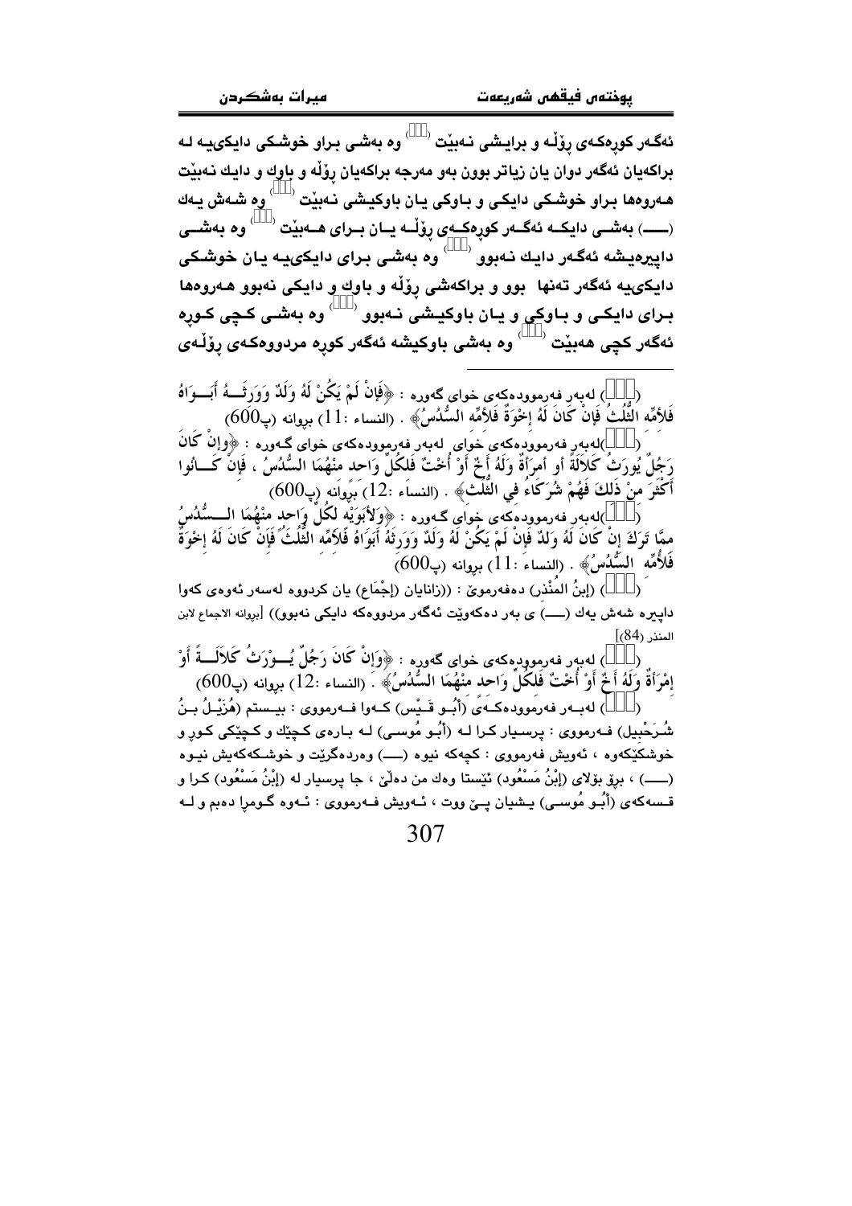ئەگەر كوڕەكەی ڕۆڵە و برایشی نەبێت (  ) وە بەشی براو خوشكی دایكیيە لە براكەیان ئەگەر دوان یان زیاتر بوون بەو مەرجە براكەیان ڕۆڵە و باوك و دایك نەبێت هەروەها براو خوشكی دایكی و باوكی یان باوكیشی نەبێت (  ) وە شەش یەك (ـــ) بەشی دایكە ئەگەر كوڕەكەی ڕۆڵە یان برای هەبێت (  ) وە بەشی داپیرەیشە ئەگەر دایك نەبوو (  ) وە بەشی برای دایكیيە یان خوشكی دایكیيە ئەگەر تەنها بوو و براكەشی ڕۆڵە و باوك و دایكی نەبوو هەروەها برای دایكی و باوكی و یان باوكیشی نەبوو (  ) وە بەشی كچی كوڕە ئەگەر كچی هەبێت (  ) وە بەشی باوكیشە ئەگەر كوڕە مردووەكەی ڕۆڵەی

---

(  ) لەبەر فەرموودەكەی خوای گەورە : ﴿فَإِنْ لَمْ يَكُنْ لَهُ وَلَدٌ وَوَرِثَهُ أَبَوَاهُ فَلأُمِّهِ الثُّلُثُ فَإِنْ كَانَ لَهُ إِخْوَةٌ فَلأُمِّهِ السُّدُسُ﴾ . (النساء :11) بڕوانە (پ600)

(  )لەبەر فەرموودەكەی خوای گەورە : ﴿وَإِنْ كَانَ رَجُلٌ يُورَثُ كَلالَةً أَو امرأَةٌ وَلَهُ أَخٌ أَوْ أُخْتٌ فَلِكُلِّ وَاحد منْهُمَا السُّدُسُ ، فَإِنْ كَانُوا أَكْثَرَ منْ ذَلكَ فَهُمْ شُرَكَاءُ في الثُّلُث﴾ . (النساء :12) بڕوانە (پ600)

(  )لەبەر فەرموودەكەی خوای گەورە : ﴿وَلأَبَوَيْهِ لكُلِّ وَاحد منْهُمَا السُّدُسُ ممَّا تَرَكَ إنْ كَانَ لَهُ وَلَدٌ فَإنْ لَمْ يَكُنْ لَهُ وَلَدٌ وَوَرِثَهُ أَبَوَاهُ فَلأُمِّه الثُّلُثُ فَإنْ كَانَ لَهُ إخْوَةٌ فَلأُمِّه السُّدُسُ﴾ . (النساء :11) بڕوانە (پ600)

(  ) (إبنُ المُنْذر) دەفەرمویّ : ((زانایان (إجْمَاع) یان كردووە لەسەر ئەوەی كەوا داپیرە شەش یەك (ـــ) ی بەر دەكەوێت ئەگەر مردووەكە دایكی نەبوو)) [بڕوانە الاجماع لابن المنذر (84)]

(  ) لەبەر فەرموودەكەی خوای گەورە : ﴿وَإِنْ كَانَ رَجُلٌ يُورَثُ كَلالَةً أَوْ امْرَأَةٌ وَلَهُ أَخٌ أَوْ أُخْتٌ فَلِكُلِّ وَاحد منْهُمَا السُّدُسُ﴾ . (النساء :12) بڕوانە (پ600)

(  ) لەبەر فەرموودەكەی (أَبُو قَيْس) كەوا فەرمووی : بیستم (هُزَيْلُ بنُ شُرَحْبيل) فەرمووی : پرسیار كرا لە (أَبُو مُوسى) لە بارەی كچێك و كچێكی كوڕ و خوشكێكەوە ، ئەویش فەرمووی : كچەكە نیوە (ـــ) وەردەگرێت و خوشكەكەیش نیوە (ـــ) ، بڕۆ بۆلای (إبْنُ مَسْعُود) ئێستا وەك من دەڵێ ، جا پرسیار لە (إبْنُ مَسْعُود) كرا و قسەكەی (أَبُو مُوسى) یشیان پێ ووت ، ئەویش فەرمووی : ئەوە گومڕا دەبم و لە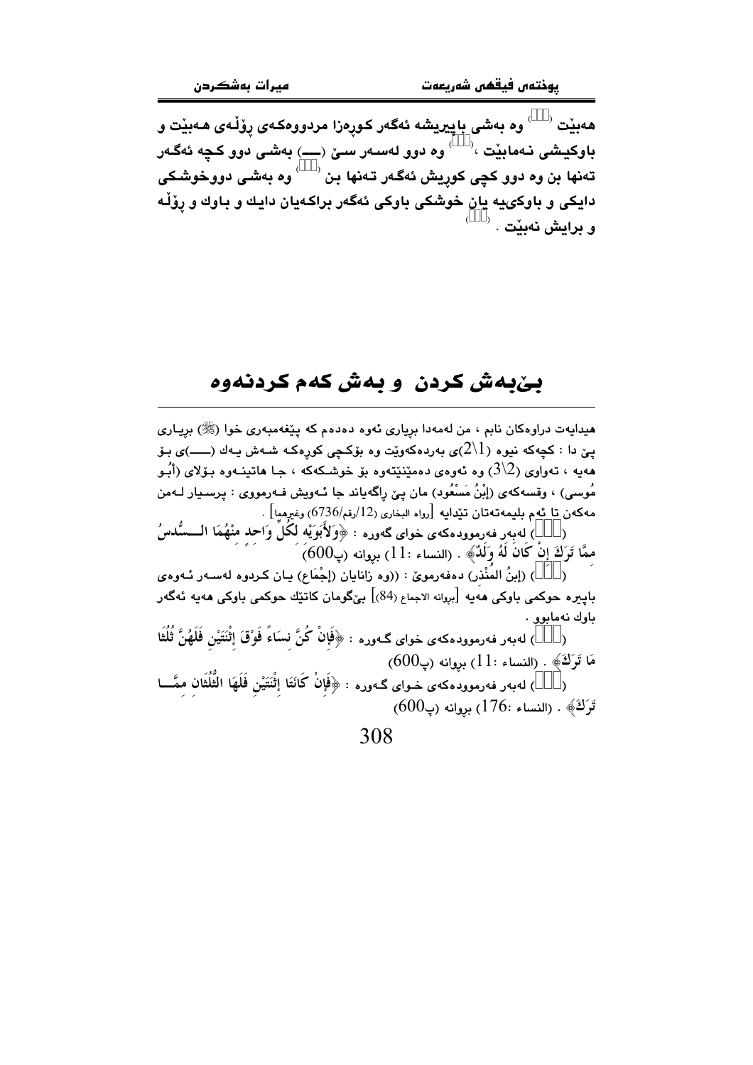هەبێت ( ) وە بەشی باپیریشە ئەگەر کوڕەزا مردووەکەی ڕۆڵەی هەبێت و باوکیشی نەمابێت ،( ) وە دوو لەسەر سێ (⅔) بەشی دوو کچە ئەگەر تەنها بن وە دوو کچی کوڕیش ئەگەر تەنها بن ( ) وە بەشی دووخوشکی دایکی و باوکییە یان خوشکی باوکی ئەگەر براکەیان دایك و باوك و ڕۆڵە و برایش نەبێت . ( )

## بێبەش کردن و بەش کەم کردنەوە

---

هیدایەت دراوەکان نابم ، من لەمەدا بڕیاری ئەوە دەدەم کە پێغەمبەری خوا (ﷺ) بڕیاری پێ دا : کچەکە نیوە ($2\1$)ی بەردەکەوێت وە بۆکچی کوڕەکە شەش یەك (⅙)ی بۆ هەیە ، تەواوی ($3\2$) وە ئەوەی دەمێنێتەوە بۆ خوشکەکە ، جا هاتینەوە بۆلای (أَبُو مُوسى) ، وقسەکەی (إبْنُ مَسْعُود) مان پێ ڕاگەیاند جا ئەویش فەرمووی : پرسیار لەمن مەکەن تا ئەم بلیمەتەتان تێدایە [رواه البخاري (12/رقم/6736) وغيرهما] .

( ) لەبەر فەرموودەکەی خوای گەورە : ﴿وَلأَبَوَيْهِ لِكُلِّ وَاحِدٍ مِنْهُمَا السُّدُسُ مِمَّا تَرَكَ إِنْ كَانَ لَهُ وَلَدٌ﴾ . (النساء :11) بڕوانە (پ600)

( ) (إبنُ المُنْذِر) دەفەرموێ : ((وە زانایان (إجْمَاع) یان کردوە لەسەر ئەوەی باپیرە حوکمی باوکی هەیە [بروانە الاجماع (84)] بێگومان کاتێك حوکمی باوکی هەیە ئەگەر باوك نەمابوو .

( ) لەبەر فەرموودەکەی خوای گەورە : ﴿فَإِنْ كُنَّ نِسَاءً فَوْقَ اثْنَتَيْنِ فَلَهُنَّ ثُلُثَا مَا تَرَكَ﴾ . (النساء :11) بڕوانە (پ600)

( ) لەبەر فەرموودەکەی خوای گەورە : ﴿فَإِنْ كَانَتَا اثْنَتَيْنِ فَلَهُمَا الثُّلُثَانِ مِمَّا تَرَكَ﴾ . (النساء :176) بڕوانە (پ600)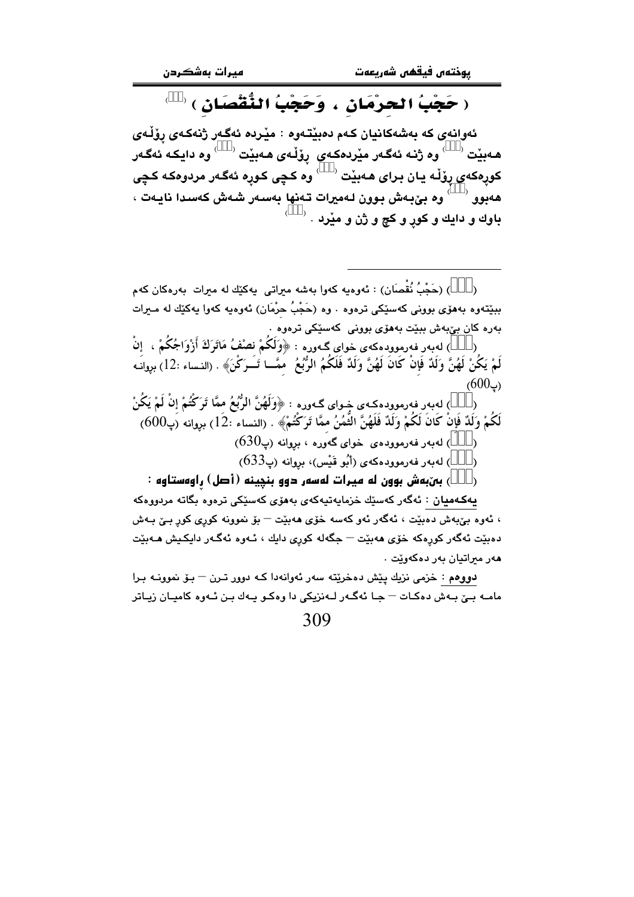## ( حَجْبُ الحِرْمَانِ ، وَحَجْبُ النُّقْصَانِ ) [ ]

ئەوانەی کە بەشەکانیان کەم دەبێتەوە : مێردە ئەگەر ژنەکەی ڕۆڵەی هەبێت [ ] وە ژنە ئەگەر مێردەکەی ڕۆڵەی هەبێت [ ] وە دایکە ئەگەر کوڕەکەی ڕۆڵە یان برای هەبێت [ ] وە کچی کوڕە ئەگەر مردوەکە کچی هەبوو [ ] وە بێبەش بوون لەمیرات تەنها بەسەر شەش کەسدا نایەت ، باوك و دایك و کوڕ و کچ و ژن و مێرد . [ ]

---

( ) (حَجْبُ نُقْصَان) : ئەوەیە کەوا بەشە میراتی یەکێك لە میرات بەرەکان کەم ببێتەوە بەهۆی بوونی کەسێکی ترەوە . وە (حَجْبُ حِرْمَان) ئەوەیە کەوا یەکێك لە میرات بەرە کان بێبەش ببێت بەهۆی بوونی کەسێکی ترەوە .

( ) لەبەر فەرموودەکەی خوای گەورە : ﴿وَلَكُمْ نِصْفُ مَاتَرَكَ أَزْوَاجُكُمْ ، إنْ لَمْ يَكُنْ لَهُنَّ وَلَدٌ فَإنْ كَانَ لَهُنَّ وَلَدٌ فَلَكُمُ الرُّبُعُ مِمَّا تَرَكْنَ﴾ . (النساء :12) بڕوانە (پ600)

( ) لەبەر فەرموودەکەی خوای گەورە : ﴿وَلَهُنَّ الرُّبُعُ مِمَّا تَرَكْتُمْ إنْ لَمْ يَكُنْ لَكُمْ وَلَدٌ فَإنْ كَانَ لَكُمْ وَلَدٌ فَلَهُنَّ الثُّمُنُ مِمَّا تَرَكْتُمْ﴾ . (النساء :12) بڕوانە (پ600)

( ) لەبەر فەرموودەی خوای گەورە ، بڕوانە (پ630)

( ) لەبەر فەرموودەکەی (أبُو قَيْس)، بڕوانە (پ633)

( ) **بێبەش بوون لە میرات لەسەر دوو بنچینە (أصل) ڕاوەستاوە :**

**یەکەمیان** : ئەگەر کەسێك خزمایەتیەکەی بەهۆی کەسێکی ترەوە بگاتە مردووەکە ، ئەوە بێبەش دەبێت ، ئەگەر ئەو کەسە خۆی هەبێت – بۆ نموونە کوڕی کوڕ بێ بەش دەبێت ئەگەر کوڕەکە خۆی هەبێت – جگەلە کوڕی دایك ، ئەوە ئەگەر دایکیش هەبێت هەر میراتیان بەر دەکەوێت .

**دووەم** : خزمی نزیك پێش دەخرێتە سەر ئەوانەدا کە دوور ترن – بۆ نموونە برا مامە بێ بەش دەکات – جا ئەگەر لەنزیکی دا وەکو یەك بن ئەوە کامیان زیاتر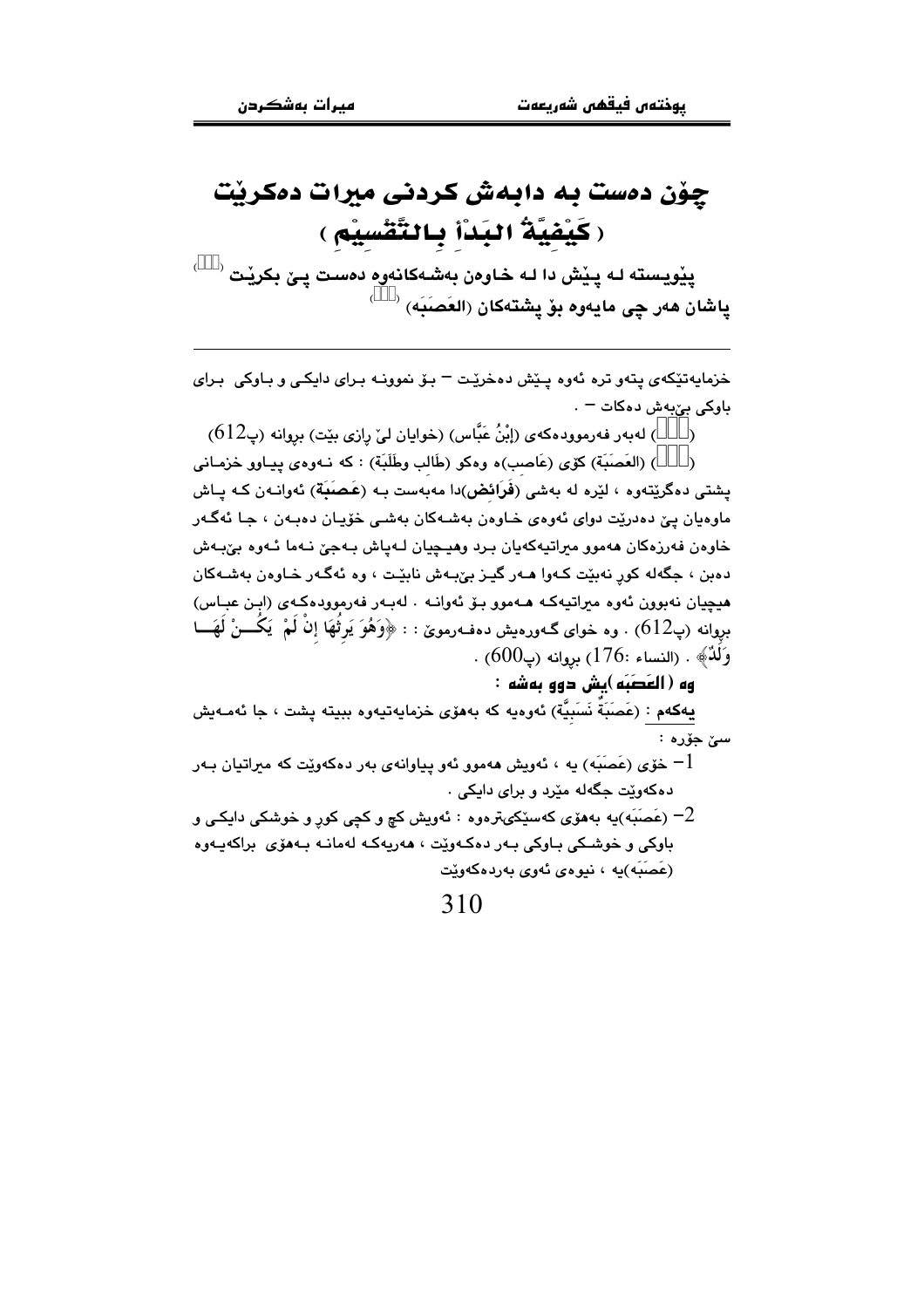# چۆن دەست بە دابەش کردنی میرات دەکرێت

## ( كَيْفِيَّةُ البَدْأ بِالتَّقْسِيْمِ )

**پێویستە لە پێش دا لە خاوەن بەشەکانەوە دەست پێ بکرێت** [ ]

**پاشان هەر چی مایەوە بۆ پشتەکان (العَصَبَه)** [ ]

---

خزمایەتێکەی پتەو ترە ئەوە پێش دەخرێت – بۆ نموونە برای دایکی و باوکی برای باوکی بێبەش دەکات – .

( ) لەبەر فەرموودەکەی (إِبْنُ عَبَّاس) (خوایان لێ ڕازی بێت) بڕوانە (پ612)

( ) (العَصَبَة) کۆی (عَاصِب)ە وەکو (طَالِب وطَلَبَة) : کە ئەوەی پیاوو خزمانی پشتی دەگرێتەوە ، لێرە لە بەشی (فَرَائِض)دا مەبەست بە (عَصَبَة) ئەوانەن کە پاش ماوەیان پێ دەدرێت دوای ئەوەی خاوەن بەشەکان بەشی خۆیان دەبەن ، جا ئەگەر خاوەن فەرزەکان هەموو میراتیەکەیان برد وهیچیان لەپاش بەجێ نەما ئەوە بێبەش دەبن ، جگەلە کوڕ نەبێت کەوا هەر گیز بێبەش نابێت ، وە ئەگەر خاوەن بەشەکان هیچیان نەبوون ئەوە میراتیەکە هەموو بۆ ئەوانە . لەبەر فەرموودەکەی (ابن عباس) بڕوانە (پ612) . وە خوای گەورەیش دەفەرموێ : ﴿وَهُوَ يَرِثُهَا إِنْ لَمْ يَكُنْ لَهَا وَلَدٌ﴾ . (النساء :176) بڕوانە (پ600) .

**وە (العَصَبَه)یش دوو بەشە :**

**یەکەم** : (عَصَبَةٌ نَسَبِيَّة) ئەوەیە کە بەهۆی خزمایەتیەوە ببێتە پشت ، جا ئەمەیش سێ جۆرە :

1– خۆی (عَصَبَه) یە ، ئەویش هەموو ئەو پیاوانەی بەر دەکەوێت کە میراتیان بەر دەکەوێت جگەلە مێرد و برای دایکی .

2– (عَصَبَه)یە بەهۆی کەسێکیترەوە : ئەویش کچ و کچی کوڕ و خوشکی دایکی و باوکی و خوشکی باوکی بەر دەکەوێت ، هەریەکە لەمانە بەهۆی براکەیەوە (عَصَبَه)یە ، نیوەی ئەوی بەردەکەوێت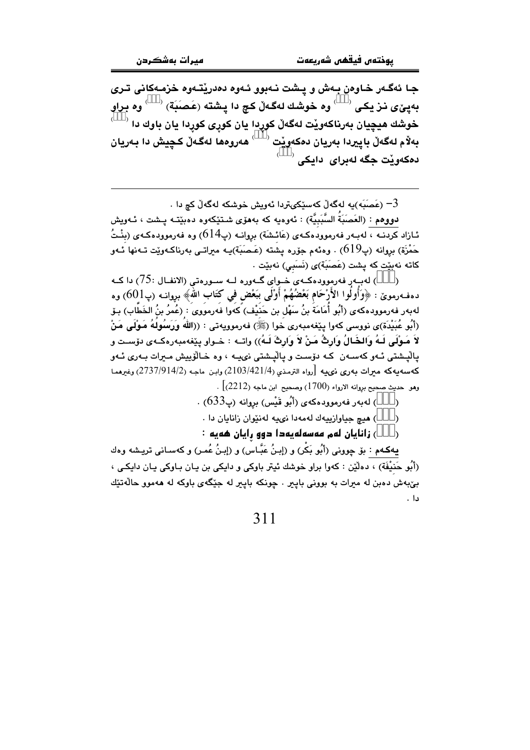جا ئەگەر خاوەن بەش و پشت نەبوو ئەوە دەدرێتەوە خزمەکانی تری بەپێی نز یکی [١] وە خوشك لەگەڵ کچ دا پشتە (عَصَبَة) [٢] وە براو خوشك هیچیان بەرناکەوێت لەگەڵ کوڕدا یان کوڕی کوڕدا یان باوك دا [٣] بەڵام لەگەڵ باپیردا بەریان دەکەوێت [٤] هەروەها لەگەڵ کچیش دا بەریان دەکەوێت جگە لەبرای دایکی [٥]

---

3- (عَصَبَه)یە لەگەڵ کەسێکیتردا ئەویش خوشکە لەگەڵ کچ دا .

**دووەم** : (العَصَبَةُ السَّبَبِيَّة) : ئەوەیە کە بەهۆی شتێکەوە دەبێتە پشت ، ئەویش ئازاد کردنە ، لەبەر فەرموودەکەی (عَائِشَة) بڕوانە (پ614) وە فەرموودەکەی (بِنْتُ حَمْزَة) بڕوانە (پ619) . وەئەم جۆرە پشتە (عَصَبَة)یە میراتی بەرناکەوێت تەنها ئەو کاتە نەبێت کە پشت (عَصَبَة)ی (نَسَبِي) نەبێت .

([١]) لەبەر فەرموودەکەی خوای گەورە لە سورەتی (الانفال :75) دا کە دەفەرموێ : ﴿وَأُولُوا الأَرْحَامِ بَعْضُهُمْ أَوْلَى بِبَعْضٍ فِي كِتَابِ اللَّهِ﴾ بڕوانە (پ601) وە لەبەر فەرموودەکەی (أَبُو أُمَامَةَ بنُ سَهْلِ بن حَنَيْف) کەوا فەرمووی : (عُمَرُ بنُ الخَطَّاب) بۆ (أَبُو عُبَيْدَة)ی نووسی کەوا پێغەمبەری خوا (ﷺ) فەرموویەتی : ((اللهُ وَرَسُولُهُ مَولَى مَنْ لاَ مَولَى لَهُ وَالخَالُ وَارِثُ مَنْ لاَ وَارِثَ لَهُ)) واتە : خواو پێغەمبەرەکەی دۆست و پاڵپشتی ئەو کەسەن کە دۆست و پاڵپشتی نییە ، وە خاڵۆییش میرات بەری ئەو کەسەیەکە میرات بەری نییە [رواه الترمذي (2103/421/4) وابن ماجه (2737/914/2) وغيرهما وهو حديث صحيح بروانه الارواء (1700) وصحيح ابن ماجه (2212)] .

([٢]) لەبەر فەرموودەکەی (أَبُو قَيْس) بڕوانە (پ633) .

([٣]) هیچ جیاوازییەك لەمەدا نییە لەنێوان زانایان دا .

([٤]) **زانایان لەم مەسەلەیەدا دوو ڕایان هەیە :**

**یەکەم** : بۆ چوونی (أَبُو بَكْر) و (إِبنُ عَبَّاس) و (إِبنُ عُمَر) و کەسانی تریشە وەك (أَبُو حَنِيْفَة) ، دەڵێن : کەوا براو خوشك ئیتر باوکی و دایکی بن یان باوکی یان دایکی ، بێبەش دەبن لە میرات بە بوونی باپیر . چونکە باپیر لە جێگەی باوکە لە هەموو حاڵەتێك دا .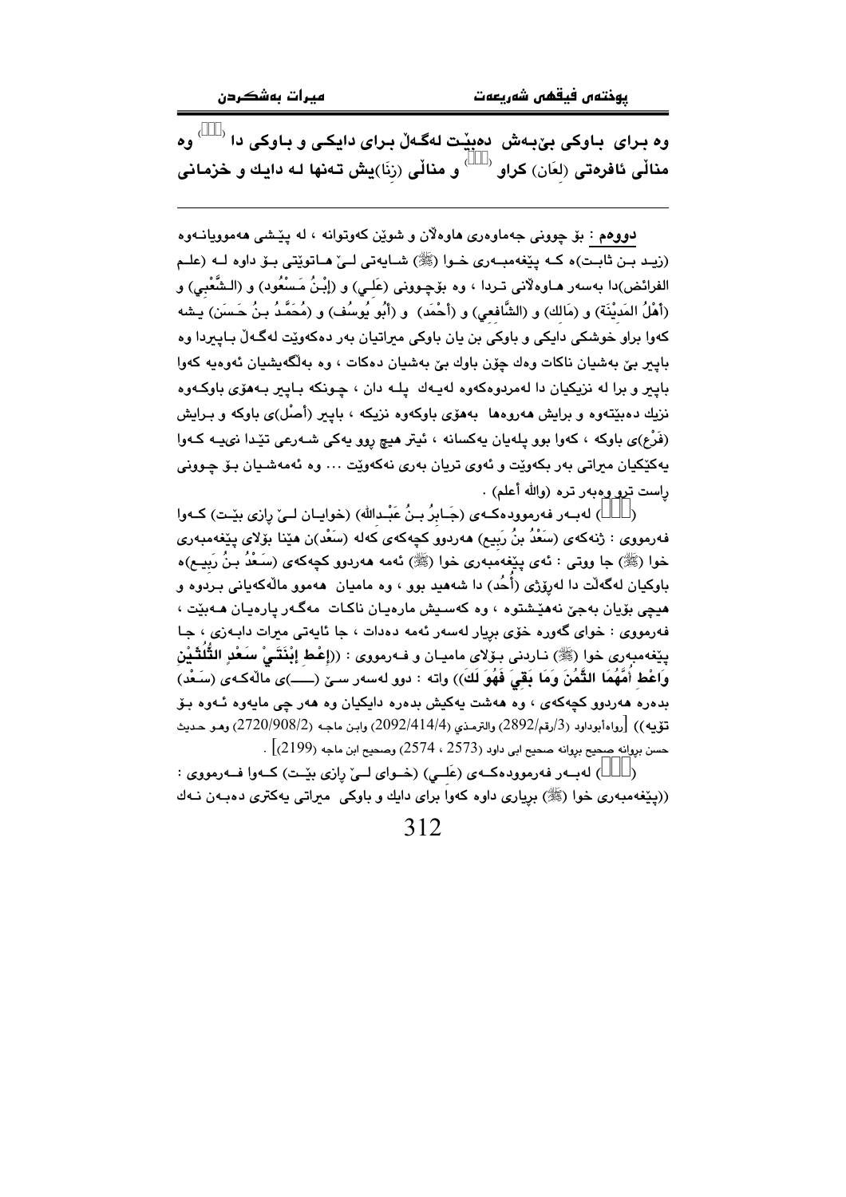وە برای باوکی بێبەش دەبێت لەگەڵ برای دایکی و باوکی دا ([ ]) وە منالی ئافرەتی (لِعَان) کراو ([ ]) و منالی (زِنَا)یش تەنها لە دایك و خزمانی

---

**دووەم** : بۆ چوونی جەماوەری هاوەڵان و شوێن کەوتوانە ، لە پێشی هەموویانەوە (زید بن ثابت)ە کە پێغەمبەری خوا (ﷺ) شایەتی لێ هاتوێتی بۆ داوە لە (علم الفرائض)دا بەسەر هاوەڵانی تردا ، وە بۆچوونی (عَلي) و (إِبْنُ مَسْعُود) و (الشَّعْبِي) و (أَهْلُ المَدِيْنَة) و (مَالك) و (الشَّافعي) و (أَحْمَد) و (أَبُو يُوسُف) و (مُحَمَّدُ بنُ حَسَن) یشە کەوا براو خوشکی دایکی و باوکی بن یان باوکی میراتیان بەر دەکەوێت لەگەڵ باپیردا وە باپیر بێ بەشیان ناکات وەك چۆن باوك بێ بەشیان دەکات ، وە بەڵگەیشیان ئەوەیە کەوا باپیر و برا لە نزیکیان دا لەمردووەکەوە لەیەك پلە دان ، چونکە باپیر بەهۆی باوکەوە نزیك دەبێتەوە و برایش هەروەها بەهۆی باوکەوە نزیکە ، باپیر (أَصْل)ی باوکە و برایش (فَرْع)ی باوکە ، کەوا بوو پلەیان یەکسانە ، ئیتر هیچ روو یەکی شەرعی تێدا نییە کەوا یەکێکیان میراتی بەر بکەوێت و ئەوی تریان بەری نەکەوێت ... وە ئەمەشیان بۆ چوونی راست ترو وەبەر ترە (والله أعلم) .

([ ]) لەبەر فەرموودەکەی (جَابِرُ بنُ عَبْدالله) (خوایان لێ رازی بێت) کەوا فەرمووی : ژنەکەی (سَعْدُ بنُ رَبِيع) هەردوو کچەکەی کەلە (سَعْد)ن هێنا بۆلای پێغەمبەری خوا (ﷺ) جا ووتی : ئەی پێغەمبەری خوا (ﷺ) ئەمە هەردوو کچەکەی (سَعْدُ بنُ رَبِيع)ە باوکیان لەگەڵت دا لەرۆژی (أُحُد) دا شەهید بوو ، وە مامیان هەموو ماڵەکەیانی بردوە و هیچی بۆیان بەجێ نەهێشتوە ، وە کەسیش مارەیان ناکات مەگەر پارەیان هەبێت ، فەرمووی : خوای گەورە خۆی بریار لەسەر ئەمە دەدات ، جا ئایەتی میرات دابەزی ، جا پێغەمبەری خوا (ﷺ) ناردنی بۆلای مامیان و فەرمووی : ((**إِعْطِ إِبْنَتَيْ سَعْدٍ الثُّلُثَيْنِ وَاعْطِ أُمَّهُمَا الثُّمُنَ وَمَا بَقِيَ فَهُوَ لَكَ**)) واتە : دوو لەسەر سێ (ـــ)ی ماڵەکەی (سَعْد) بدەرە هەردوو کچەکەی ، وە هەشت یەکیش بدەرە دایکیان وە هەر چی مایەوە ئەوە بۆ تۆیە)) [رواەأبوداود (3/رقم/2892) والترمذي (2092/414/4) وابن ماجە (2720/908/2) وهو حديث حسن بروانە صحيح ابي داود (2573 ، 2574) وصحيح ابن ماجە (2199)] .

([ ]) لەبەر فەرموودەکەی (عَلي) (خوای لێ رازی بێت) کەوا فەرمووی : ((پێغەمبەری خوا (ﷺ) بریاری داوە کەوا برای دایك و باوکی میراتی یەکتری دەبەن نەك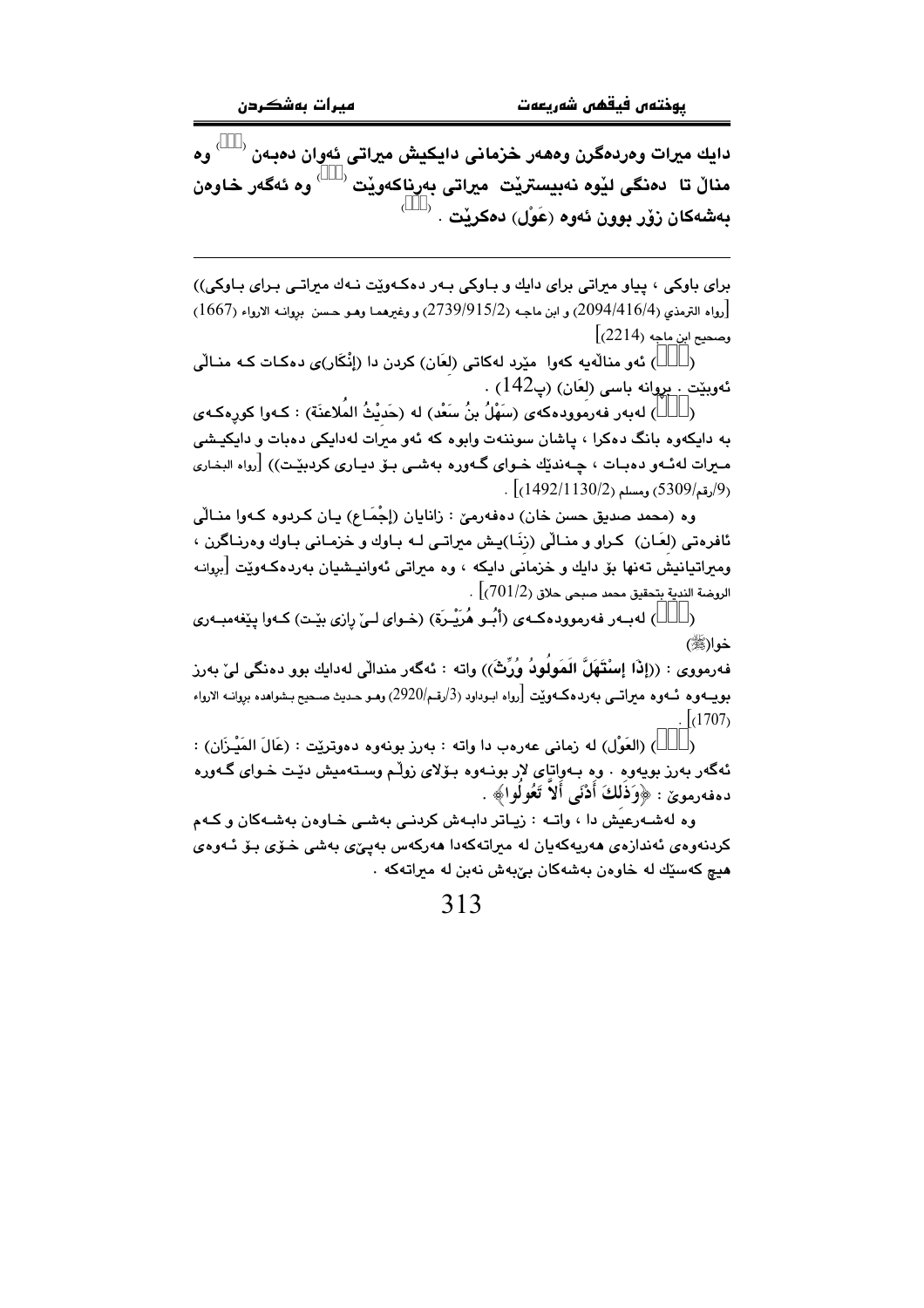**دایك میرات وەردەگرن وەهەر خزمانی دایكیش میراتی ئەوان دەبەن () وە منالْ تا دەنگی لێوە نەبیسترێت میراتی بەرناكەوێت () وە ئەگەر خاوەن بەشەكان زۆر بوون ئەوە (عَوْل) دەكرێت . ()**

---

برای باوكی ، پیاو میراتی برای دایك و باوكی بەر دەكەوێت نەك میراتی برای باوكی)) [رواه الترمذي (2094/416/4) و ابن ماجه (2739/915/2) و وغيرهما وهو حسن بروانە الارواء (1667) وصحيح ابن ماجه (2214)]

() ئەو منالەیە كەوا مێرد لەكاتی (لعَان) كردن دا (إنْكَار)ی دەكات كە منالی ئەوێت . بروانە باسی (لعَان) (پ142) .

() لەبەر فەرموودەكەی (سَهْلُ بنُ سَعْد) لە (حَدِيْثُ المُلاعنَة) : كەوا كورەكەی بە دایكیەوە بانگ دەكرا ، پاشان سوننەت وابوو كە ئەو میرات لەدایكی دەبات و دایكیشی میرات لەئەو دەبات ، چەندێك خوای گەورە بەشی بۆ دیاری كردبێت)) [رواه البخاري (9/رقم/5309) ومسلم (1492/1130/2)] .

وە (محمد صديق حسن خان) دەفەرمێ : زانایان (إجْمَاع) یان كردوە كەوا منالی ئافرەتی (لعَان) كراو و منالی (زنَا)یش میراتی لە باوك و خزمانی باوك وەرناگرن ، ومیراتیانیش تەنها بۆ دایك و خزمانی دایكە ، وە میراتی ئەوانیشیان بەردەكەوێت [بروانە الروضة الندية بتحقيق محمد صبحي حلاق (701/2)] .

() لەبەر فەرموودەكەی (أَبُو هُرَيْرَة) (خوای لێ رازی بێت) كەوا پێغەمبەری خوا(ﷺ) فەرمووی : ((إِذَا إِسْتَهَلَّ المَوْلُودُ وُرِّثَ)) واتە : ئەگەر منداڵی لەدایك بوو دەنگی لێ بەرز بویەوە ئەوە میراتی بەردەكەوێت [رواه ابوداود (3/رقم/2920) وهو حديث صحيح بشواهده بروانە الارواء (1707)] .

() (العَوْل) لە زمانی عەرەب دا واتە : بەرز بونەوە دەوترێت : (عَالَ المَيْزَان) : ئەگەر بەرز بویەوە . وە بەواتای لار بونەوە بۆلای زوڵم وستەمیش دێت خوای گەورە دەفەرموێ : ﴿وَذَلِكَ أَدْنَى أَلاَّ تَعُولُوا﴾ .

وە لەشەرعیش دا ، واتە : زیاتر دابەش كردنی بەشی خاوەن بەشەكان و كەم كردنەوەی ئەندازەی هەریەكەیان لە میراتەكەدا هەركەس بەپێی بەشی خۆی بۆ ئەوەی هیچ كەسێك لە خاوەن بەشەكان بێبەش نەبن لە میراتەكە .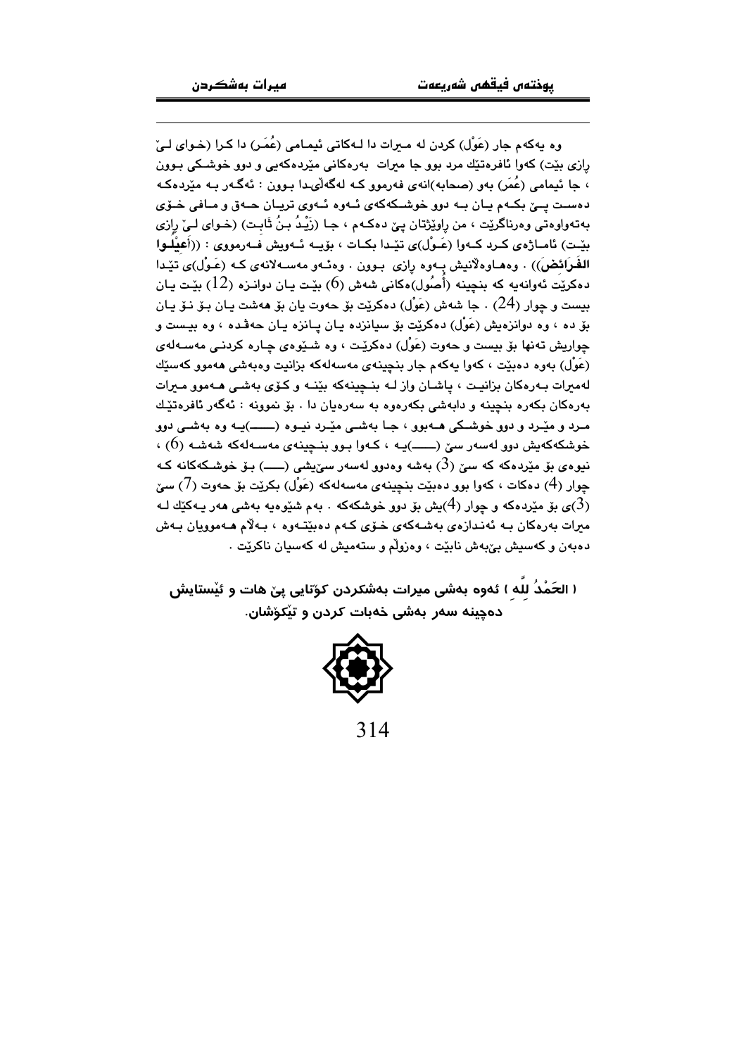وە یەکەم جار (عَوْل) کردن لە میرات دا لەکاتی ئیمامی (عُمَر) دا کرا (خوای لێ ڕازی بێت) کەوا ئافرەتێك مرد بوو جا میرات بەرەکانی مێردەکەیی و دوو خوشکی بوون ، جا ئیمامی (عُمَر) بەو (صحابە)انەی فەرموو کە لەگەڵیدا بوون : ئەگەر بە مێردەکە دەست پێ بکەم یان بە دوو خوشکەکەی ئەوە ئەوی تریان حەق و مافی خۆی بەتەواوەتی وەرناگرێت ، من ڕاوێژتان پێ دەکەم ، جا (زَیْدُ بنُ ثَابت) (خوای لێ ڕازی بێت) ئاماژەی کرد کەوا (عَوْل)ی تێدا بکات ، بۆیە ئەویش فەرمووی : ((أَعِيْلُوا الفَرَائضَ)) . وەهاوەڵانیش بەوە ڕازی بوون . وەئەو مەسەلانەی کە (عَوْل)ی تێدا دەکرێت ئەوانەیە کە بنچینە (أُصُول)ەکانی شەش (6) بێت یان دوانزە (12) بێت یان بیست و چوار (24) . جا شەش (عَوْل) دەکرێت بۆ حەوت یان بۆ هەشت یان بۆ نۆ یان بۆ دە ، وە دوانزەیش (عَوْل) دەکرێت بۆ سیانزدە یان پانزە یان حەڤدە ، وە بیست و چواریش تەنها بۆ بیست و حەوت (عَوْل) دەکرێت ، وە شێوەی چارە کردنی مەسەلەی (عَوْل) بەوە دەبێت ، کەوا یەکەم جار بنچینەی مەسەلەکە بزانیت وەبەشی هەموو کەسێك لەمیرات بەرەکان بزانیت ، پاشان واز لە بنچینەکە بێنە و کۆی بەشی هەموو میرات بەرەکان بکەرە بنچینە و دابەشی بکەرەوە بە سەرەیان دا . بۆ نموونە : ئەگەر ئافرەتێك مرد و مێرد و دوو خوشکی هەبوو ، جا بەشی مێرد نیوە (——)یە وە بەشی دوو خوشکەکەیش دوو لەسەر سێ (——)یە ، کەوا بوو بنچینەی مەسەلەکە شەشە (6) ، نیوەی بۆ مێردەکە کە سێ (3) بەشە وەدوو لەسەر سێیشی (——) بۆ خوشکەکانە کە چوار (4) دەکات ، کەوا بوو دەبێت بنچینەی مەسەلەکە (عَوْل) بکرێت بۆ حەوت (7) سێ (3)ی بۆ مێردەکە و چوار (4)یش بۆ دوو خوشکەکە . بەم شێوەیە بەشی هەر یەکێك لە میرات بەرەکان بە ئەندازەی بەشەکەی خۆی کەم دەبێتەوە ، بەڵام هەموویان بەش دەبەن و کەسیش بێبەش نابێت ، وەزوڵم و ستەمیش لە کەسیان ناکرێت .

**( الحَمْدُ لِلَّه ) ئەوە بەشی میرات بەشکردن کۆتایی پێ هات و ئێستایش دەچینە سەر بەشی خەبات کردن و تێکۆشان.**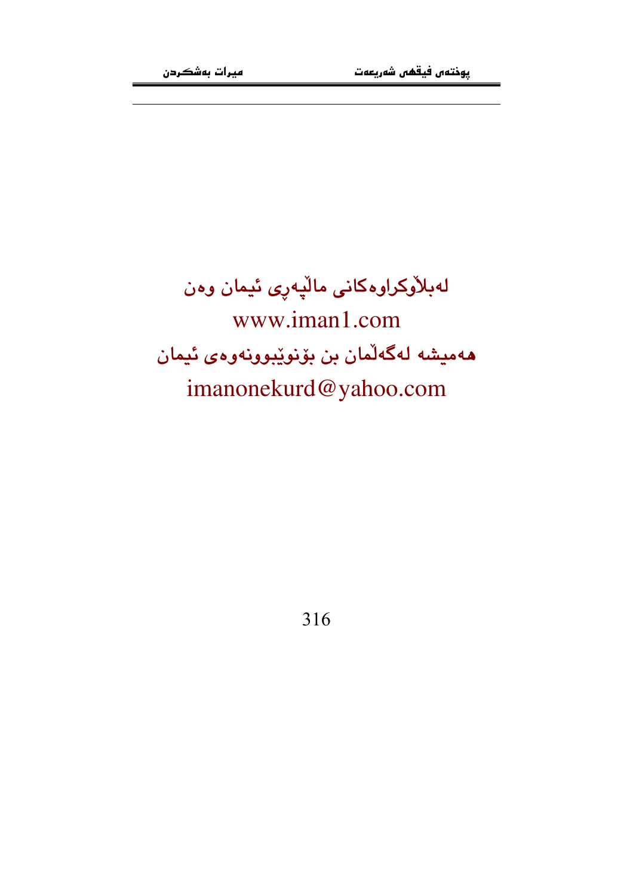لەبلاۆكراوەكانی ماڵپەڕی ئیمان وەن

www.iman1.com

هەمیشە لەگەڵمان بن بۆنوێبوونەوەی ئیمان

imanonekurd@yahoo.com